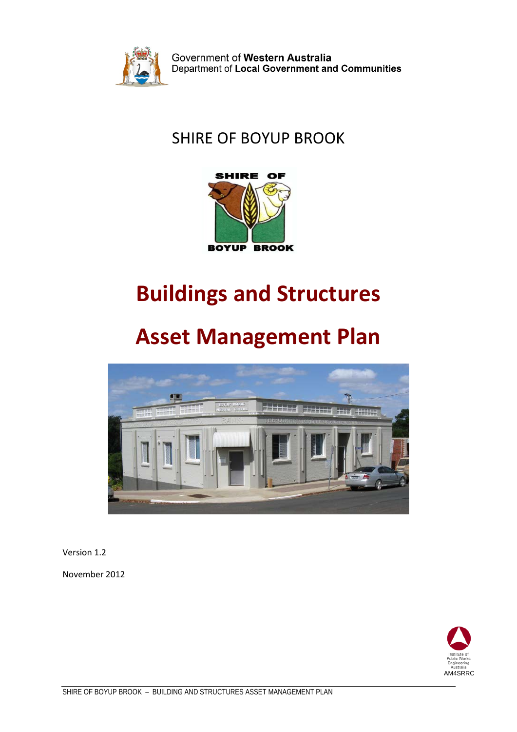Government of **Western Australia**
Department of **Local Government and Communities**

SHIRE OF BOYUP BROOK

# Buildings and Structures

# Asset Management Plan

Version 1.2

November 2012

AM4SRRC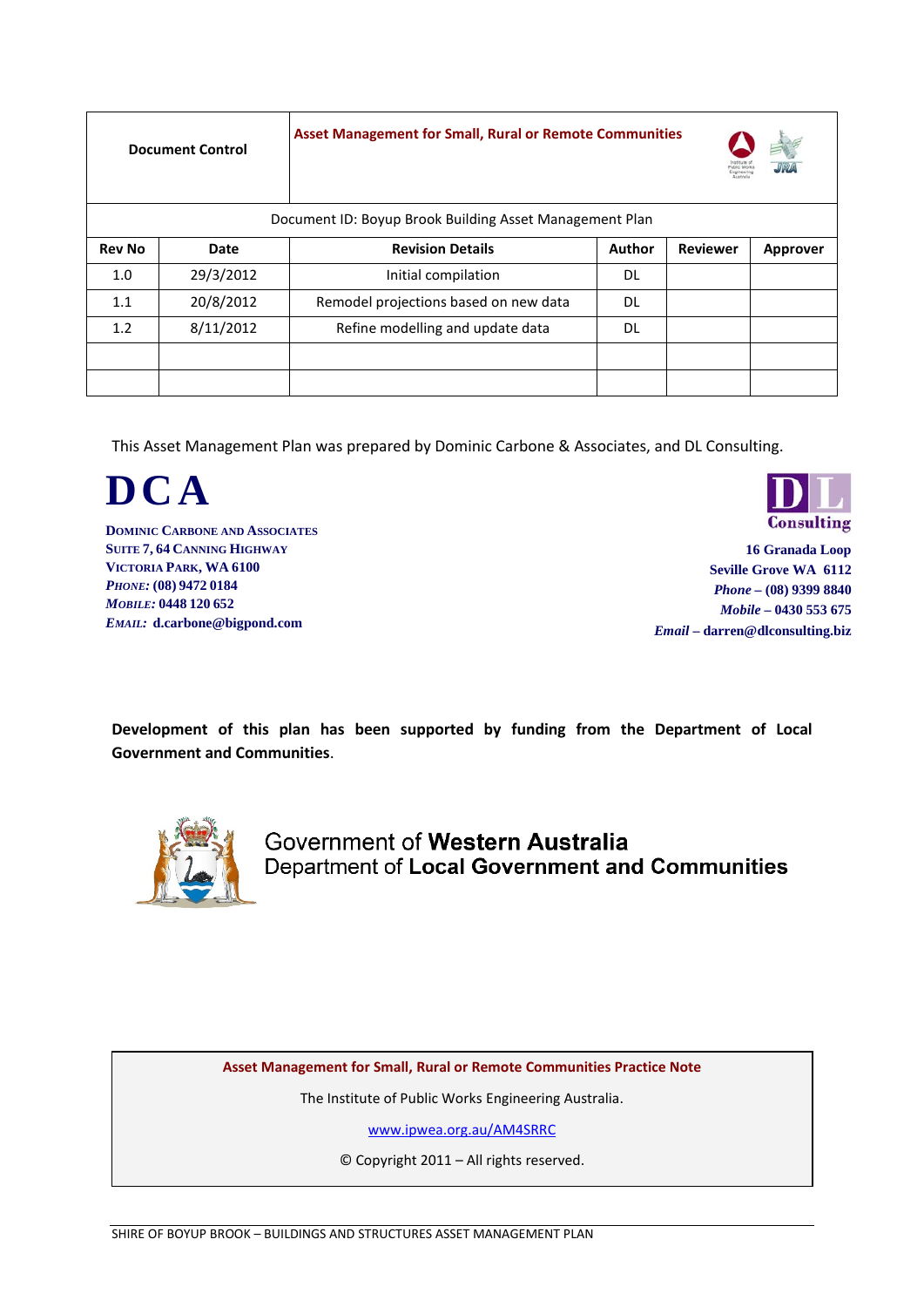| Document Control | Asset Management for Small, Rural or Remote Communities | | | | |
|---|---|---|---|---|---|
| Document ID: Boyup Brook Building Asset Management Plan | | | | | |
| Rev No | Date | Revision Details | Author | Reviewer | Approver |
| 1.0 | 29/3/2012 | Initial compilation | DL | | |
| 1.1 | 20/8/2012 | Remodel projections based on new data | DL | | |
| 1.2 | 8/11/2012 | Refine modelling and update data | DL | | |
| | | | | | |
| | | | | | |

This Asset Management Plan was prepared by Dominic Carbone & Associates, and DL Consulting.

**DCA**

**Dominic Carbone and Associates**
**Suite 7, 64 Canning Highway**
**Victoria Park, WA 6100**
***Phone:*** **(08) 9472 0184**
***Mobile:*** **0448 120 652**
***Email:*** **d.carbone@bigpond.com**

**DL Consulting**
**16 Granada Loop**
**Seville Grove WA 6112**
***Phone*** **– (08) 9399 8840**
***Mobile*** **– 0430 553 675**
***Email*** **– darren@dlconsulting.biz**

**Development of this plan has been supported by funding from the Department of Local Government and Communities**.

Government of **Western Australia**
Department of **Local Government and Communities**

**Asset Management for Small, Rural or Remote Communities Practice Note**

The Institute of Public Works Engineering Australia.

www.ipwea.org.au/AM4SRRC

© Copyright 2011 – All rights reserved.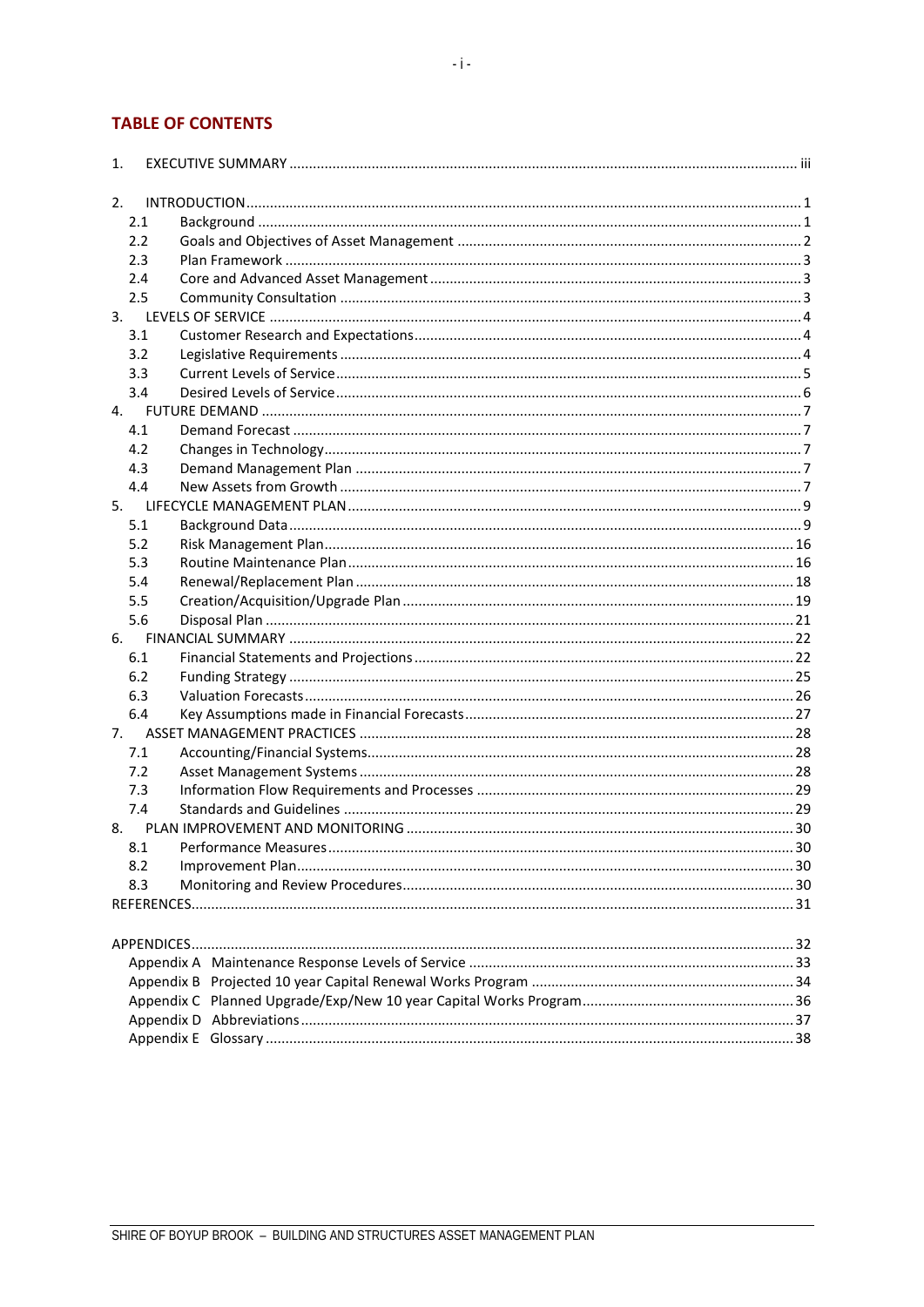## TABLE OF CONTENTS

1. EXECUTIVE SUMMARY ..... iii

2. INTRODUCTION ..... 1
   - 2.1 Background ..... 1
   - 2.2 Goals and Objectives of Asset Management ..... 2
   - 2.3 Plan Framework ..... 3
   - 2.4 Core and Advanced Asset Management ..... 3
   - 2.5 Community Consultation ..... 3
3. LEVELS OF SERVICE ..... 4
   - 3.1 Customer Research and Expectations ..... 4
   - 3.2 Legislative Requirements ..... 4
   - 3.3 Current Levels of Service ..... 5
   - 3.4 Desired Levels of Service ..... 6
4. FUTURE DEMAND ..... 7
   - 4.1 Demand Forecast ..... 7
   - 4.2 Changes in Technology ..... 7
   - 4.3 Demand Management Plan ..... 7
   - 4.4 New Assets from Growth ..... 7
5. LIFECYCLE MANAGEMENT PLAN ..... 9
   - 5.1 Background Data ..... 9
   - 5.2 Risk Management Plan ..... 16
   - 5.3 Routine Maintenance Plan ..... 16
   - 5.4 Renewal/Replacement Plan ..... 18
   - 5.5 Creation/Acquisition/Upgrade Plan ..... 19
   - 5.6 Disposal Plan ..... 21
6. FINANCIAL SUMMARY ..... 22
   - 6.1 Financial Statements and Projections ..... 22
   - 6.2 Funding Strategy ..... 25
   - 6.3 Valuation Forecasts ..... 26
   - 6.4 Key Assumptions made in Financial Forecasts ..... 27
7. ASSET MANAGEMENT PRACTICES ..... 28
   - 7.1 Accounting/Financial Systems ..... 28
   - 7.2 Asset Management Systems ..... 28
   - 7.3 Information Flow Requirements and Processes ..... 29
   - 7.4 Standards and Guidelines ..... 29
8. PLAN IMPROVEMENT AND MONITORING ..... 30
   - 8.1 Performance Measures ..... 30
   - 8.2 Improvement Plan ..... 30
   - 8.3 Monitoring and Review Procedures ..... 30

REFERENCES ..... 31

APPENDICES ..... 32
- Appendix A Maintenance Response Levels of Service ..... 33
- Appendix B Projected 10 year Capital Renewal Works Program ..... 34
- Appendix C Planned Upgrade/Exp/New 10 year Capital Works Program ..... 36
- Appendix D Abbreviations ..... 37
- Appendix E Glossary ..... 38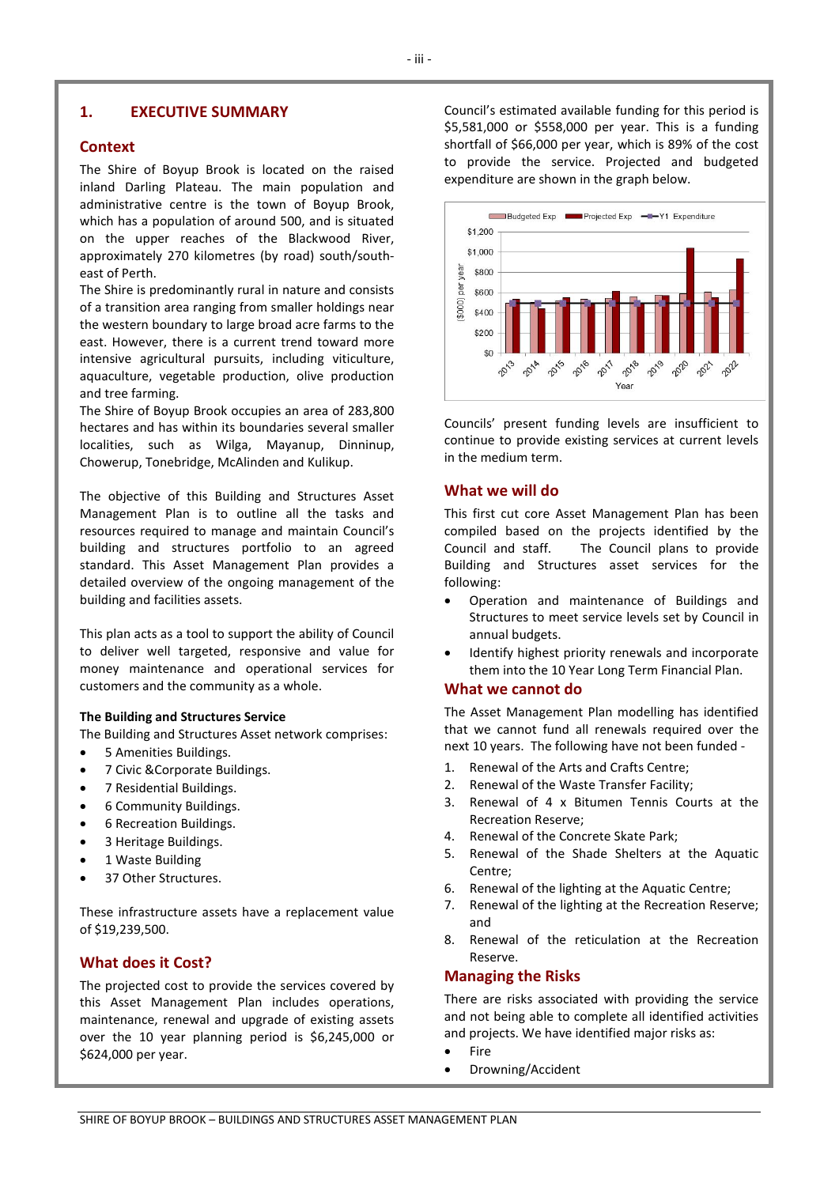## 1. EXECUTIVE SUMMARY

### Context

The Shire of Boyup Brook is located on the raised inland Darling Plateau. The main population and administrative centre is the town of Boyup Brook, which has a population of around 500, and is situated on the upper reaches of the Blackwood River, approximately 270 kilometres (by road) south/south-east of Perth.

The Shire is predominantly rural in nature and consists of a transition area ranging from smaller holdings near the western boundary to large broad acre farms to the east. However, there is a current trend toward more intensive agricultural pursuits, including viticulture, aquaculture, vegetable production, olive production and tree farming.

The Shire of Boyup Brook occupies an area of 283,800 hectares and has within its boundaries several smaller localities, such as Wilga, Mayanup, Dinninup, Chowerup, Tonebridge, McAlinden and Kulikup.

The objective of this Building and Structures Asset Management Plan is to outline all the tasks and resources required to manage and maintain Council's building and structures portfolio to an agreed standard. This Asset Management Plan provides a detailed overview of the ongoing management of the building and facilities assets.

This plan acts as a tool to support the ability of Council to deliver well targeted, responsive and value for money maintenance and operational services for customers and the community as a whole.

**The Building and Structures Service**

The Building and Structures Asset network comprises:

- 5 Amenities Buildings.
- 7 Civic &Corporate Buildings.
- 7 Residential Buildings.
- 6 Community Buildings.
- 6 Recreation Buildings.
- 3 Heritage Buildings.
- 1 Waste Building
- 37 Other Structures.

These infrastructure assets have a replacement value of $19,239,500.

### What does it Cost?

The projected cost to provide the services covered by this Asset Management Plan includes operations, maintenance, renewal and upgrade of existing assets over the 10 year planning period is $6,245,000 or $624,000 per year.

Council's estimated available funding for this period is $5,581,000 or $558,000 per year. This is a funding shortfall of $66,000 per year, which is 89% of the cost to provide the service. Projected and budgeted expenditure are shown in the graph below.

Budgeted Exp
Projected Exp
Y1 Expenditure
$1,200
$1,000
$800
$600
$400
$200
$0
($000) per year
2013
2014
2015
2016
2017
2018
2019
2020
2021
2022
Year

Councils' present funding levels are insufficient to continue to provide existing services at current levels in the medium term.

### What we will do

This first cut core Asset Management Plan has been compiled based on the projects identified by the Council and staff. The Council plans to provide Building and Structures asset services for the following:

- Operation and maintenance of Buildings and Structures to meet service levels set by Council in annual budgets.
- Identify highest priority renewals and incorporate them into the 10 Year Long Term Financial Plan.

### What we cannot do

The Asset Management Plan modelling has identified that we cannot fund all renewals required over the next 10 years. The following have not been funded -

1. Renewal of the Arts and Crafts Centre;
2. Renewal of the Waste Transfer Facility;
3. Renewal of 4 x Bitumen Tennis Courts at the Recreation Reserve;
4. Renewal of the Concrete Skate Park;
5. Renewal of the Shade Shelters at the Aquatic Centre;
6. Renewal of the lighting at the Aquatic Centre;
7. Renewal of the lighting at the Recreation Reserve; and
8. Renewal of the reticulation at the Recreation Reserve.

### Managing the Risks

There are risks associated with providing the service and not being able to complete all identified activities and projects. We have identified major risks as:

- Fire
- Drowning/Accident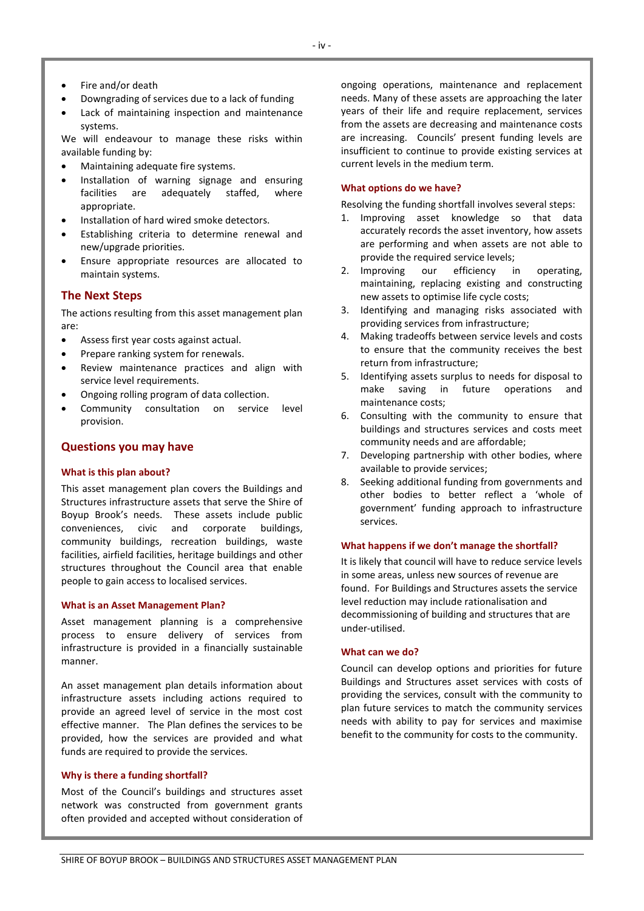- Fire and/or death
- Downgrading of services due to a lack of funding
- Lack of maintaining inspection and maintenance systems.

We will endeavour to manage these risks within available funding by:

- Maintaining adequate fire systems.
- Installation of warning signage and ensuring facilities are adequately staffed, where appropriate.
- Installation of hard wired smoke detectors.
- Establishing criteria to determine renewal and new/upgrade priorities.
- Ensure appropriate resources are allocated to maintain systems.

## The Next Steps

The actions resulting from this asset management plan are:

- Assess first year costs against actual.
- Prepare ranking system for renewals.
- Review maintenance practices and align with service level requirements.
- Ongoing rolling program of data collection.
- Community consultation on service level provision.

## Questions you may have

### What is this plan about?

This asset management plan covers the Buildings and Structures infrastructure assets that serve the Shire of Boyup Brook's needs. These assets include public conveniences, civic and corporate buildings, community buildings, recreation buildings, waste facilities, airfield facilities, heritage buildings and other structures throughout the Council area that enable people to gain access to localised services.

### What is an Asset Management Plan?

Asset management planning is a comprehensive process to ensure delivery of services from infrastructure is provided in a financially sustainable manner.

An asset management plan details information about infrastructure assets including actions required to provide an agreed level of service in the most cost effective manner. The Plan defines the services to be provided, how the services are provided and what funds are required to provide the services.

### Why is there a funding shortfall?

Most of the Council's buildings and structures asset network was constructed from government grants often provided and accepted without consideration of ongoing operations, maintenance and replacement needs. Many of these assets are approaching the later years of their life and require replacement, services from the assets are decreasing and maintenance costs are increasing. Councils' present funding levels are insufficient to continue to provide existing services at current levels in the medium term.

### What options do we have?

Resolving the funding shortfall involves several steps:

1. Improving asset knowledge so that data accurately records the asset inventory, how assets are performing and when assets are not able to provide the required service levels;
2. Improving our efficiency in operating, maintaining, replacing existing and constructing new assets to optimise life cycle costs;
3. Identifying and managing risks associated with providing services from infrastructure;
4. Making tradeoffs between service levels and costs to ensure that the community receives the best return from infrastructure;
5. Identifying assets surplus to needs for disposal to make saving in future operations and maintenance costs;
6. Consulting with the community to ensure that buildings and structures services and costs meet community needs and are affordable;
7. Developing partnership with other bodies, where available to provide services;
8. Seeking additional funding from governments and other bodies to better reflect a 'whole of government' funding approach to infrastructure services.

### What happens if we don't manage the shortfall?

It is likely that council will have to reduce service levels in some areas, unless new sources of revenue are found. For Buildings and Structures assets the service level reduction may include rationalisation and decommissioning of building and structures that are under-utilised.

### What can we do?

Council can develop options and priorities for future Buildings and Structures asset services with costs of providing the services, consult with the community to plan future services to match the community services needs with ability to pay for services and maximise benefit to the community for costs to the community.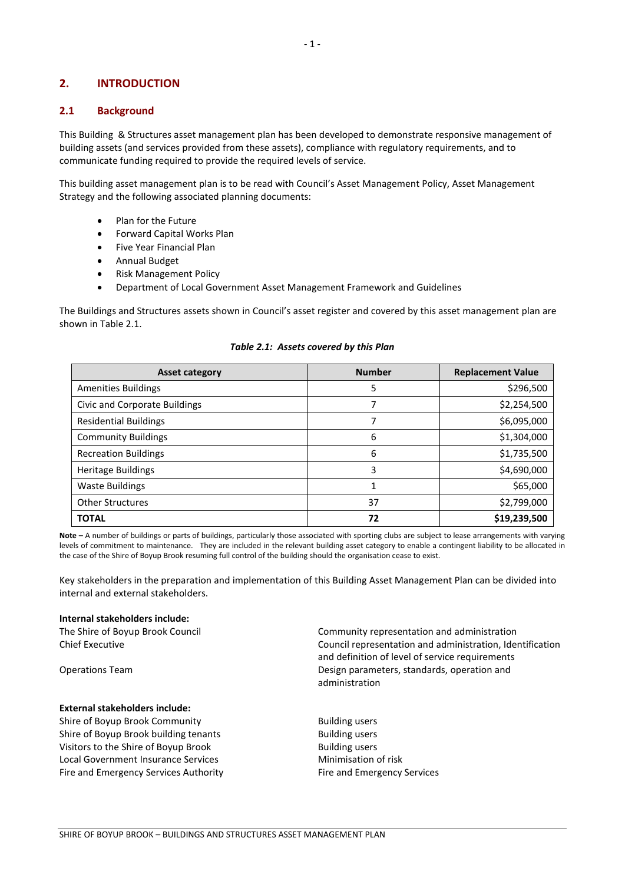## 2. INTRODUCTION

### 2.1 Background

This Building & Structures asset management plan has been developed to demonstrate responsive management of building assets (and services provided from these assets), compliance with regulatory requirements, and to communicate funding required to provide the required levels of service.

This building asset management plan is to be read with Council's Asset Management Policy, Asset Management Strategy and the following associated planning documents:

- Plan for the Future
- Forward Capital Works Plan
- Five Year Financial Plan
- Annual Budget
- Risk Management Policy
- Department of Local Government Asset Management Framework and Guidelines

The Buildings and Structures assets shown in Council's asset register and covered by this asset management plan are shown in Table 2.1.

*Table 2.1: Assets covered by this Plan*

| Asset category | Number | Replacement Value |
|---|---|---|
| Amenities Buildings | 5 | $296,500 |
| Civic and Corporate Buildings | 7 | $2,254,500 |
| Residential Buildings | 7 | $6,095,000 |
| Community Buildings | 6 | $1,304,000 |
| Recreation Buildings | 6 | $1,735,500 |
| Heritage Buildings | 3 | $4,690,000 |
| Waste Buildings | 1 | $65,000 |
| Other Structures | 37 | $2,799,000 |
| **TOTAL** | **72** | **$19,239,500** |

**Note –** A number of buildings or parts of buildings, particularly those associated with sporting clubs are subject to lease arrangements with varying levels of commitment to maintenance. They are included in the relevant building asset category to enable a contingent liability to be allocated in the case of the Shire of Boyup Brook resuming full control of the building should the organisation cease to exist.

Key stakeholders in the preparation and implementation of this Building Asset Management Plan can be divided into internal and external stakeholders.

**Internal stakeholders include:**

| | |
|---|---|
| The Shire of Boyup Brook Council | Community representation and administration |
| Chief Executive | Council representation and administration, Identification and definition of level of service requirements |
| Operations Team | Design parameters, standards, operation and administration |

**External stakeholders include:**

| | |
|---|---|
| Shire of Boyup Brook Community | Building users |
| Shire of Boyup Brook building tenants | Building users |
| Visitors to the Shire of Boyup Brook | Building users |
| Local Government Insurance Services | Minimisation of risk |
| Fire and Emergency Services Authority | Fire and Emergency Services |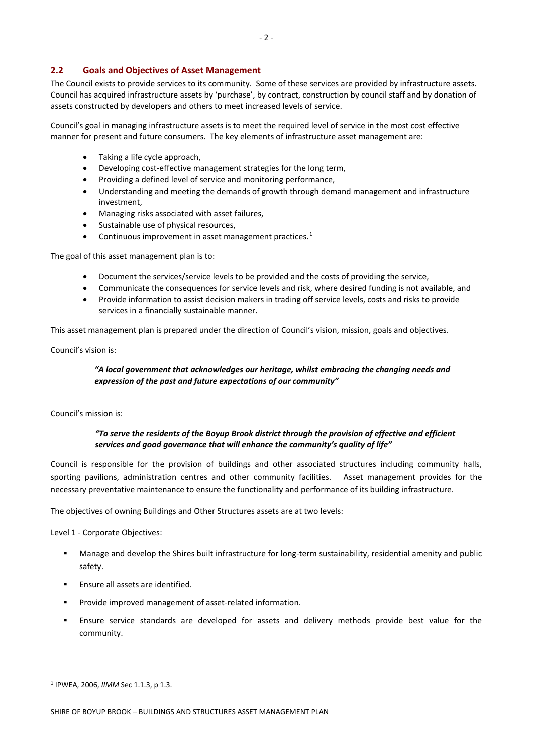## 2.2 Goals and Objectives of Asset Management

The Council exists to provide services to its community. Some of these services are provided by infrastructure assets. Council has acquired infrastructure assets by 'purchase', by contract, construction by council staff and by donation of assets constructed by developers and others to meet increased levels of service.

Council's goal in managing infrastructure assets is to meet the required level of service in the most cost effective manner for present and future consumers. The key elements of infrastructure asset management are:

- Taking a life cycle approach,
- Developing cost-effective management strategies for the long term,
- Providing a defined level of service and monitoring performance,
- Understanding and meeting the demands of growth through demand management and infrastructure investment,
- Managing risks associated with asset failures,
- Sustainable use of physical resources,
- Continuous improvement in asset management practices.[1]

The goal of this asset management plan is to:

- Document the services/service levels to be provided and the costs of providing the service,
- Communicate the consequences for service levels and risk, where desired funding is not available, and
- Provide information to assist decision makers in trading off service levels, costs and risks to provide services in a financially sustainable manner.

This asset management plan is prepared under the direction of Council's vision, mission, goals and objectives.

Council's vision is:

> ***"A local government that acknowledges our heritage, whilst embracing the changing needs and expression of the past and future expectations of our community"***

Council's mission is:

> ***"To serve the residents of the Boyup Brook district through the provision of effective and efficient services and good governance that will enhance the community's quality of life"***

Council is responsible for the provision of buildings and other associated structures including community halls, sporting pavilions, administration centres and other community facilities. Asset management provides for the necessary preventative maintenance to ensure the functionality and performance of its building infrastructure.

The objectives of owning Buildings and Other Structures assets are at two levels:

Level 1 - Corporate Objectives:

- Manage and develop the Shires built infrastructure for long-term sustainability, residential amenity and public safety.
- Ensure all assets are identified.
- Provide improved management of asset-related information.
- Ensure service standards are developed for assets and delivery methods provide best value for the community.

---

[1] IPWEA, 2006, *IIMM* Sec 1.1.3, p 1.3.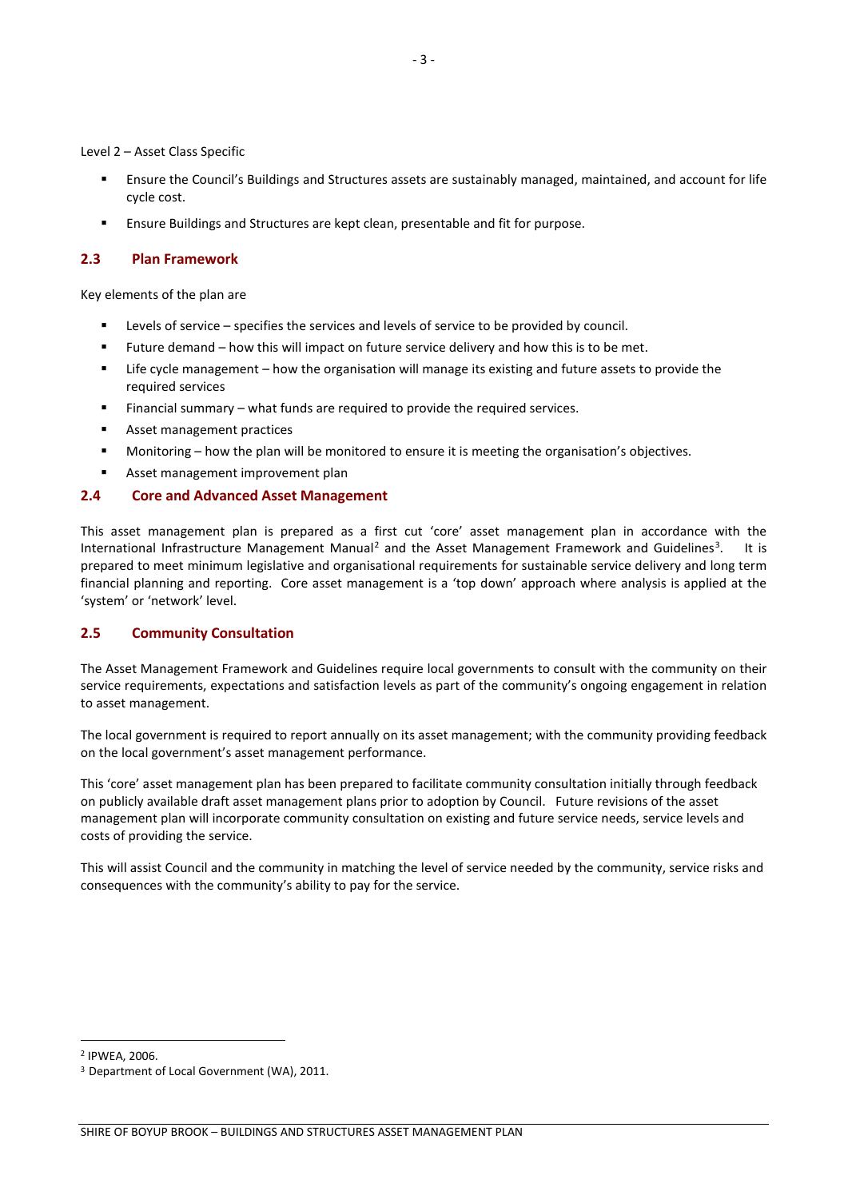Level 2 – Asset Class Specific

- Ensure the Council's Buildings and Structures assets are sustainably managed, maintained, and account for life cycle cost.
- Ensure Buildings and Structures are kept clean, presentable and fit for purpose.

## 2.3 Plan Framework

Key elements of the plan are

- Levels of service – specifies the services and levels of service to be provided by council.
- Future demand – how this will impact on future service delivery and how this is to be met.
- Life cycle management – how the organisation will manage its existing and future assets to provide the required services
- Financial summary – what funds are required to provide the required services.
- Asset management practices
- Monitoring – how the plan will be monitored to ensure it is meeting the organisation's objectives.
- Asset management improvement plan

## 2.4 Core and Advanced Asset Management

This asset management plan is prepared as a first cut 'core' asset management plan in accordance with the International Infrastructure Management Manual[2] and the Asset Management Framework and Guidelines[3]. It is prepared to meet minimum legislative and organisational requirements for sustainable service delivery and long term financial planning and reporting. Core asset management is a 'top down' approach where analysis is applied at the 'system' or 'network' level.

## 2.5 Community Consultation

The Asset Management Framework and Guidelines require local governments to consult with the community on their service requirements, expectations and satisfaction levels as part of the community's ongoing engagement in relation to asset management.

The local government is required to report annually on its asset management; with the community providing feedback on the local government's asset management performance.

This 'core' asset management plan has been prepared to facilitate community consultation initially through feedback on publicly available draft asset management plans prior to adoption by Council. Future revisions of the asset management plan will incorporate community consultation on existing and future service needs, service levels and costs of providing the service.

This will assist Council and the community in matching the level of service needed by the community, service risks and consequences with the community's ability to pay for the service.

[2] IPWEA, 2006.

[3] Department of Local Government (WA), 2011.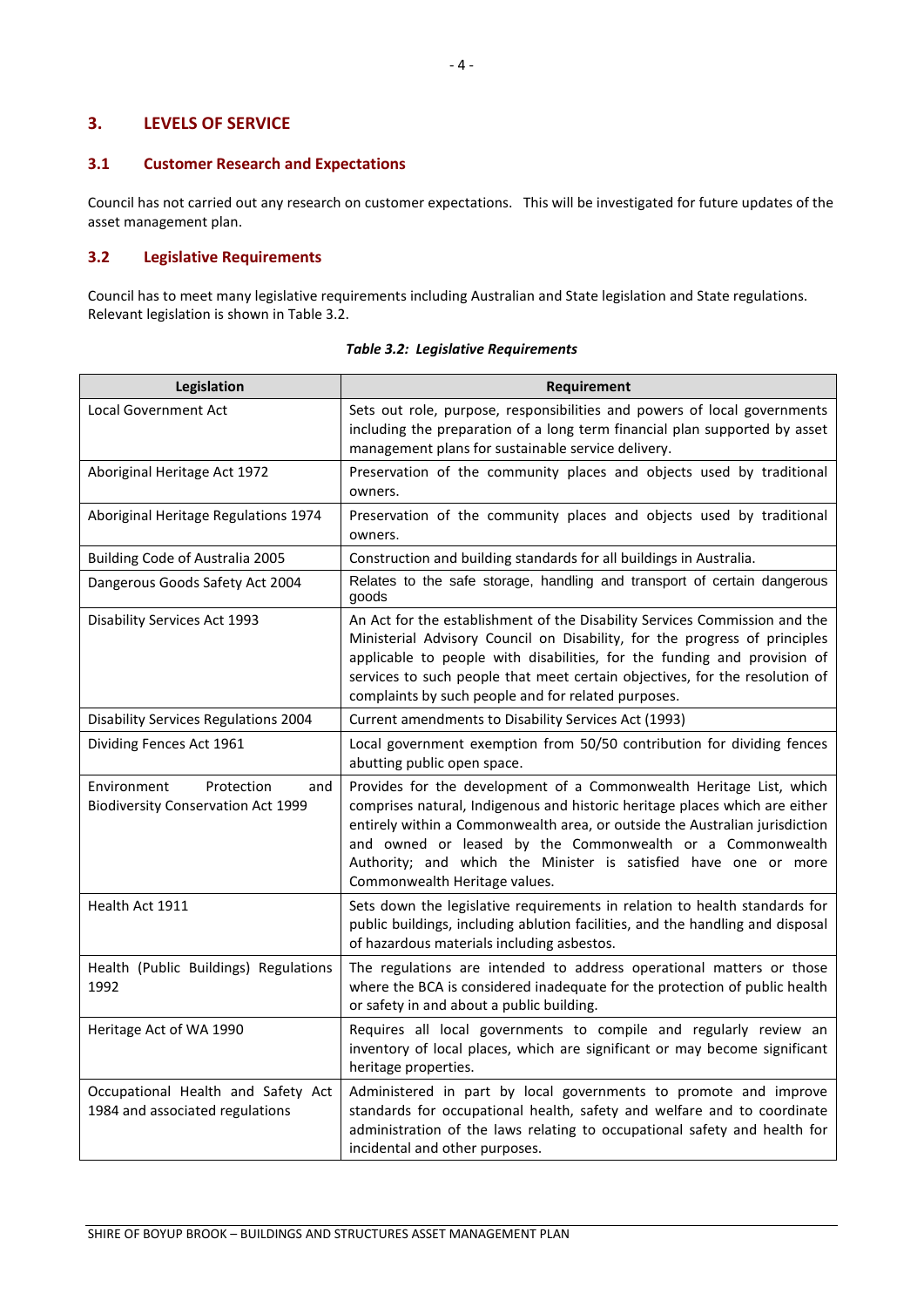## 3. LEVELS OF SERVICE

### 3.1 Customer Research and Expectations

Council has not carried out any research on customer expectations. This will be investigated for future updates of the asset management plan.

### 3.2 Legislative Requirements

Council has to meet many legislative requirements including Australian and State legislation and State regulations. Relevant legislation is shown in Table 3.2.

***Table 3.2: Legislative Requirements***

| Legislation | Requirement |
|---|---|
| Local Government Act | Sets out role, purpose, responsibilities and powers of local governments including the preparation of a long term financial plan supported by asset management plans for sustainable service delivery. |
| Aboriginal Heritage Act 1972 | Preservation of the community places and objects used by traditional owners. |
| Aboriginal Heritage Regulations 1974 | Preservation of the community places and objects used by traditional owners. |
| Building Code of Australia 2005 | Construction and building standards for all buildings in Australia. |
| Dangerous Goods Safety Act 2004 | Relates to the safe storage, handling and transport of certain dangerous goods |
| Disability Services Act 1993 | An Act for the establishment of the Disability Services Commission and the Ministerial Advisory Council on Disability, for the progress of principles applicable to people with disabilities, for the funding and provision of services to such people that meet certain objectives, for the resolution of complaints by such people and for related purposes. |
| Disability Services Regulations 2004 | Current amendments to Disability Services Act (1993) |
| Dividing Fences Act 1961 | Local government exemption from 50/50 contribution for dividing fences abutting public open space. |
| Environment Protection and Biodiversity Conservation Act 1999 | Provides for the development of a Commonwealth Heritage List, which comprises natural, Indigenous and historic heritage places which are either entirely within a Commonwealth area, or outside the Australian jurisdiction and owned or leased by the Commonwealth or a Commonwealth Authority; and which the Minister is satisfied have one or more Commonwealth Heritage values. |
| Health Act 1911 | Sets down the legislative requirements in relation to health standards for public buildings, including ablution facilities, and the handling and disposal of hazardous materials including asbestos. |
| Health (Public Buildings) Regulations 1992 | The regulations are intended to address operational matters or those where the BCA is considered inadequate for the protection of public health or safety in and about a public building. |
| Heritage Act of WA 1990 | Requires all local governments to compile and regularly review an inventory of local places, which are significant or may become significant heritage properties. |
| Occupational Health and Safety Act 1984 and associated regulations | Administered in part by local governments to promote and improve standards for occupational health, safety and welfare and to coordinate administration of the laws relating to occupational safety and health for incidental and other purposes. |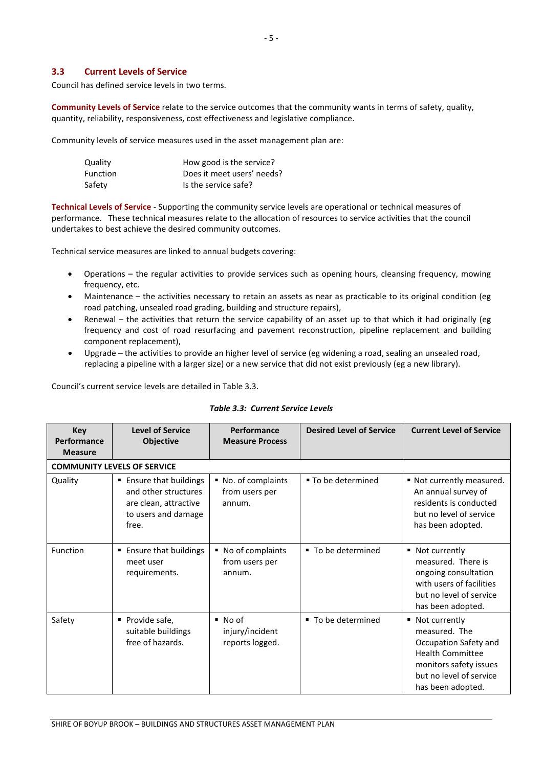## 3.3 Current Levels of Service

Council has defined service levels in two terms.

**Community Levels of Service** relate to the service outcomes that the community wants in terms of safety, quality, quantity, reliability, responsiveness, cost effectiveness and legislative compliance.

Community levels of service measures used in the asset management plan are:

| | |
|---|---|
| Quality | How good is the service? |
| Function | Does it meet users' needs? |
| Safety | Is the service safe? |

**Technical Levels of Service** - Supporting the community service levels are operational or technical measures of performance. These technical measures relate to the allocation of resources to service activities that the council undertakes to best achieve the desired community outcomes.

Technical service measures are linked to annual budgets covering:

- Operations – the regular activities to provide services such as opening hours, cleansing frequency, mowing frequency, etc.
- Maintenance – the activities necessary to retain an assets as near as practicable to its original condition (eg road patching, unsealed road grading, building and structure repairs),
- Renewal – the activities that return the service capability of an asset up to that which it had originally (eg frequency and cost of road resurfacing and pavement reconstruction, pipeline replacement and building component replacement),
- Upgrade – the activities to provide an higher level of service (eg widening a road, sealing an unsealed road, replacing a pipeline with a larger size) or a new service that did not exist previously (eg a new library).

Council's current service levels are detailed in Table 3.3.

*Table 3.3: Current Service Levels*

| Key Performance Measure | Level of Service Objective | Performance Measure Process | Desired Level of Service | Current Level of Service |
|---|---|---|---|---|
| **COMMUNITY LEVELS OF SERVICE** | | | | |
| Quality | ▪ Ensure that buildings and other structures are clean, attractive to users and damage free. | ▪ No. of complaints from users per annum. | ▪ To be determined | ▪ Not currently measured. An annual survey of residents is conducted but no level of service has been adopted. |
| Function | ▪ Ensure that buildings meet user requirements. | ▪ No of complaints from users per annum. | ▪ To be determined | ▪ Not currently measured. There is ongoing consultation with users of facilities but no level of service has been adopted. |
| Safety | ▪ Provide safe, suitable buildings free of hazards. | ▪ No of injury/incident reports logged. | ▪ To be determined | ▪ Not currently measured. The Occupation Safety and Health Committee monitors safety issues but no level of service has been adopted. |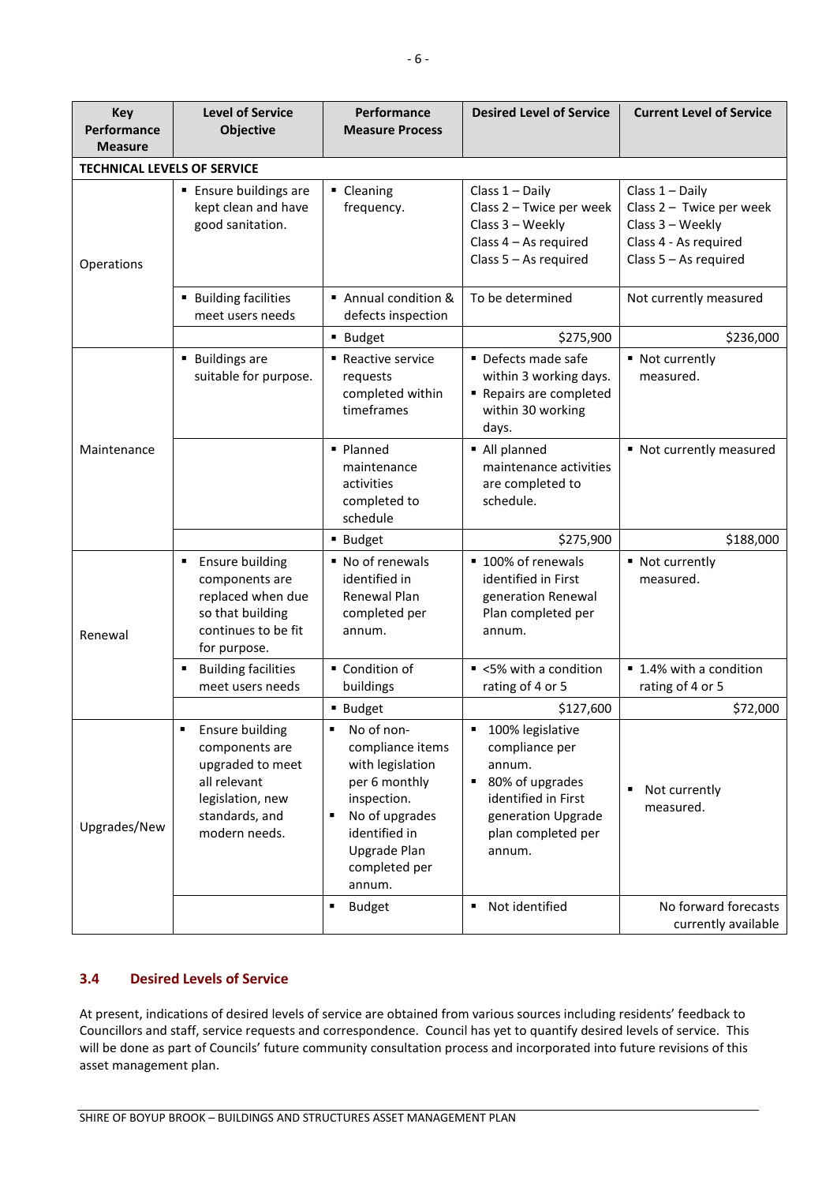| Key Performance Measure | Level of Service Objective | Performance Measure Process | Desired Level of Service | Current Level of Service |
|---|---|---|---|---|
| **TECHNICAL LEVELS OF SERVICE** | | | | |
| Operations | ▪ Ensure buildings are kept clean and have good sanitation. | ▪ Cleaning frequency. | Class 1 – Daily<br>Class 2 – Twice per week<br>Class 3 – Weekly<br>Class 4 – As required<br>Class 5 – As required | Class 1 – Daily<br>Class 2 – Twice per week<br>Class 3 – Weekly<br>Class 4 - As required<br>Class 5 – As required |
| | ▪ Building facilities meet users needs | ▪ Annual condition & defects inspection | To be determined | Not currently measured |
| | | ▪ Budget | $275,900 | $236,000 |
| Maintenance | ▪ Buildings are suitable for purpose. | ▪ Reactive service requests completed within timeframes | ▪ Defects made safe within 3 working days.<br>▪ Repairs are completed within 30 working days. | ▪ Not currently measured. |
| | | ▪ Planned maintenance activities completed to schedule | ▪ All planned maintenance activities are completed to schedule. | ▪ Not currently measured |
| | | ▪ Budget | $275,900 | $188,000 |
| Renewal | ▪ Ensure building components are replaced when due so that building continues to be fit for purpose. | ▪ No of renewals identified in Renewal Plan completed per annum. | ▪ 100% of renewals identified in First generation Renewal Plan completed per annum. | ▪ Not currently measured. |
| | ▪ Building facilities meet users needs | ▪ Condition of buildings | ▪ <5% with a condition rating of 4 or 5 | ▪ 1.4% with a condition rating of 4 or 5 |
| | | ▪ Budget | $127,600 | $72,000 |
| Upgrades/New | ▪ Ensure building components are upgraded to meet all relevant legislation, new standards, and modern needs. | ▪ No of non-compliance items with legislation per 6 monthly inspection.<br>▪ No of upgrades identified in Upgrade Plan completed per annum. | ▪ 100% legislative compliance per annum.<br>▪ 80% of upgrades identified in First generation Upgrade plan completed per annum. | ▪ Not currently measured. |
| | | ▪ Budget | ▪ Not identified | No forward forecasts currently available |

## 3.4 Desired Levels of Service

At present, indications of desired levels of service are obtained from various sources including residents' feedback to Councillors and staff, service requests and correspondence. Council has yet to quantify desired levels of service. This will be done as part of Councils' future community consultation process and incorporated into future revisions of this asset management plan.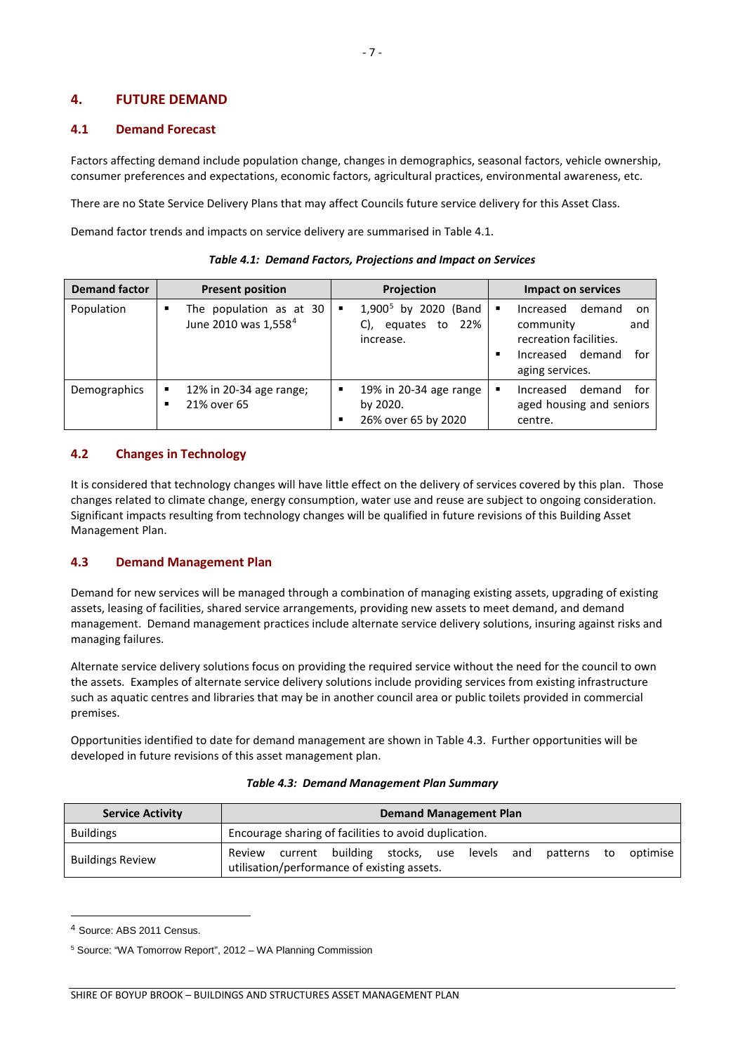# 4. FUTURE DEMAND

## 4.1 Demand Forecast

Factors affecting demand include population change, changes in demographics, seasonal factors, vehicle ownership, consumer preferences and expectations, economic factors, agricultural practices, environmental awareness, etc.

There are no State Service Delivery Plans that may affect Councils future service delivery for this Asset Class.

Demand factor trends and impacts on service delivery are summarised in Table 4.1.

*Table 4.1: Demand Factors, Projections and Impact on Services*

| Demand factor | Present position | Projection | Impact on services |
|---|---|---|---|
| Population | ▪ The population as at 30 June 2010 was 1,558[4] | ▪ 1,900[5] by 2020 (Band C), equates to 22% increase. | ▪ Increased demand on community and recreation facilities.<br>▪ Increased demand for aging services. |
| Demographics | ▪ 12% in 20-34 age range;<br>▪ 21% over 65 | ▪ 19% in 20-34 age range by 2020.<br>▪ 26% over 65 by 2020 | ▪ Increased demand for aged housing and seniors centre. |

## 4.2 Changes in Technology

It is considered that technology changes will have little effect on the delivery of services covered by this plan. Those changes related to climate change, energy consumption, water use and reuse are subject to ongoing consideration. Significant impacts resulting from technology changes will be qualified in future revisions of this Building Asset Management Plan.

## 4.3 Demand Management Plan

Demand for new services will be managed through a combination of managing existing assets, upgrading of existing assets, leasing of facilities, shared service arrangements, providing new assets to meet demand, and demand management. Demand management practices include alternate service delivery solutions, insuring against risks and managing failures.

Alternate service delivery solutions focus on providing the required service without the need for the council to own the assets. Examples of alternate service delivery solutions include providing services from existing infrastructure such as aquatic centres and libraries that may be in another council area or public toilets provided in commercial premises.

Opportunities identified to date for demand management are shown in Table 4.3. Further opportunities will be developed in future revisions of this asset management plan.

*Table 4.3: Demand Management Plan Summary*

| Service Activity | Demand Management Plan |
|---|---|
| Buildings | Encourage sharing of facilities to avoid duplication. |
| Buildings Review | Review current building stocks, use levels and patterns to optimise utilisation/performance of existing assets. |

[4] Source: ABS 2011 Census.

[5] Source: "WA Tomorrow Report", 2012 – WA Planning Commission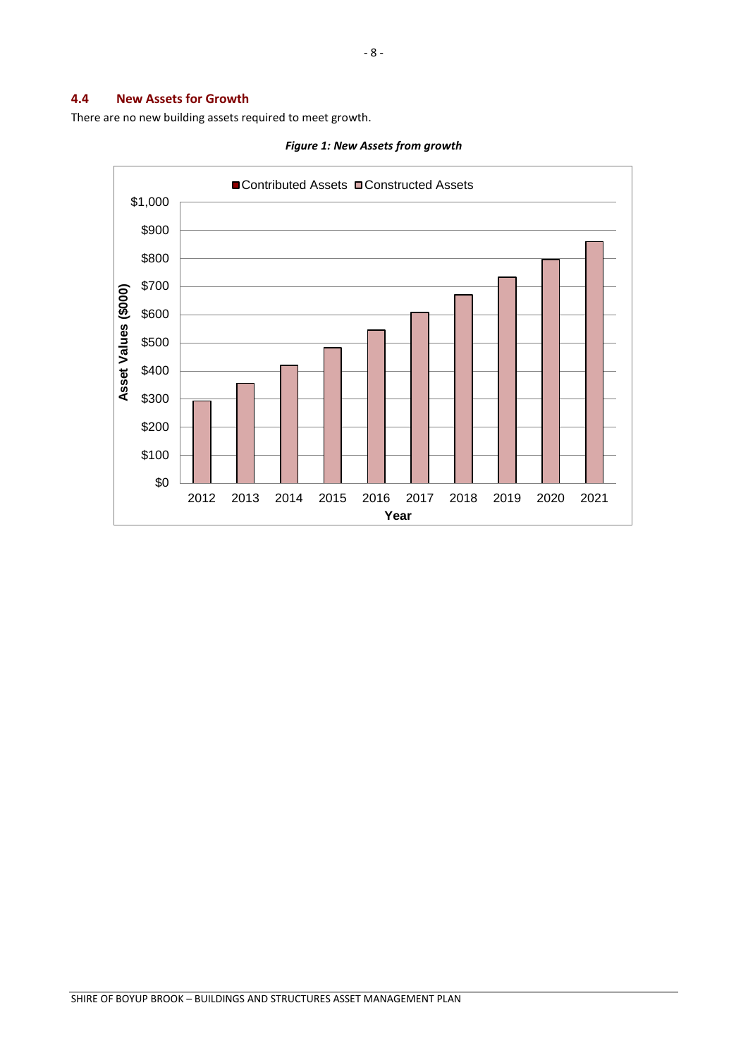## 4.4 New Assets for Growth

There are no new building assets required to meet growth.

***Figure 1: New Assets from growth***

Contributed Assets
Constructed Assets

Asset Values ($000)

$1,000
$900
$800
$700
$600
$500
$400
$300
$200
$100
$0

2012 2013 2014 2015 2016 2017 2018 2019 2020 2021

Year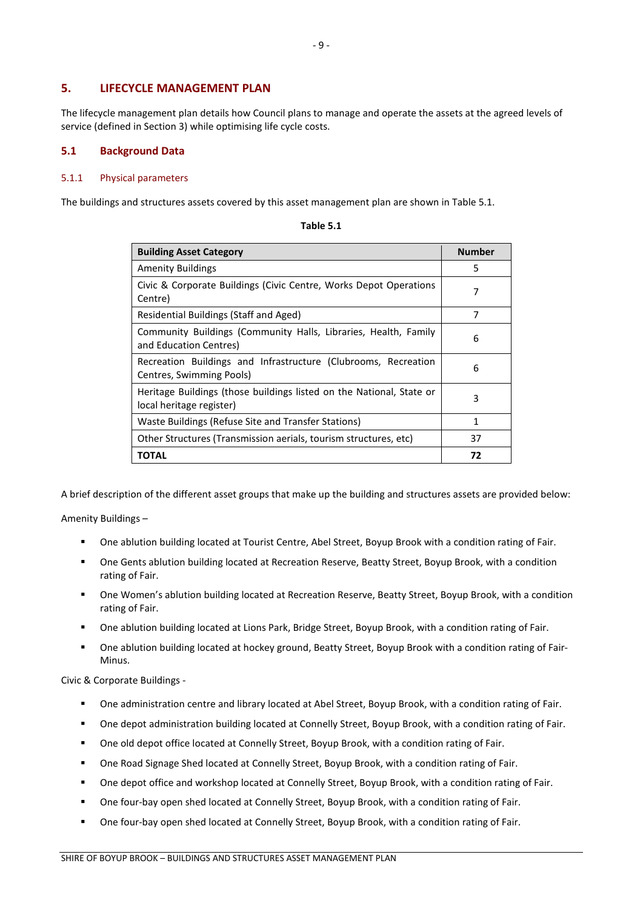## 5. LIFECYCLE MANAGEMENT PLAN

The lifecycle management plan details how Council plans to manage and operate the assets at the agreed levels of service (defined in Section 3) while optimising life cycle costs.

### 5.1 Background Data

#### 5.1.1 Physical parameters

The buildings and structures assets covered by this asset management plan are shown in Table 5.1.

**Table 5.1**

| Building Asset Category | Number |
|---|---|
| Amenity Buildings | 5 |
| Civic & Corporate Buildings (Civic Centre, Works Depot Operations Centre) | 7 |
| Residential Buildings (Staff and Aged) | 7 |
| Community Buildings (Community Halls, Libraries, Health, Family and Education Centres) | 6 |
| Recreation Buildings and Infrastructure (Clubrooms, Recreation Centres, Swimming Pools) | 6 |
| Heritage Buildings (those buildings listed on the National, State or local heritage register) | 3 |
| Waste Buildings (Refuse Site and Transfer Stations) | 1 |
| Other Structures (Transmission aerials, tourism structures, etc) | 37 |
| **TOTAL** | **72** |

A brief description of the different asset groups that make up the building and structures assets are provided below:

Amenity Buildings –

- One ablution building located at Tourist Centre, Abel Street, Boyup Brook with a condition rating of Fair.
- One Gents ablution building located at Recreation Reserve, Beatty Street, Boyup Brook, with a condition rating of Fair.
- One Women's ablution building located at Recreation Reserve, Beatty Street, Boyup Brook, with a condition rating of Fair.
- One ablution building located at Lions Park, Bridge Street, Boyup Brook, with a condition rating of Fair.
- One ablution building located at hockey ground, Beatty Street, Boyup Brook with a condition rating of Fair-Minus.

Civic & Corporate Buildings -

- One administration centre and library located at Abel Street, Boyup Brook, with a condition rating of Fair.
- One depot administration building located at Connelly Street, Boyup Brook, with a condition rating of Fair.
- One old depot office located at Connelly Street, Boyup Brook, with a condition rating of Fair.
- One Road Signage Shed located at Connelly Street, Boyup Brook, with a condition rating of Fair.
- One depot office and workshop located at Connelly Street, Boyup Brook, with a condition rating of Fair.
- One four-bay open shed located at Connelly Street, Boyup Brook, with a condition rating of Fair.
- One four-bay open shed located at Connelly Street, Boyup Brook, with a condition rating of Fair.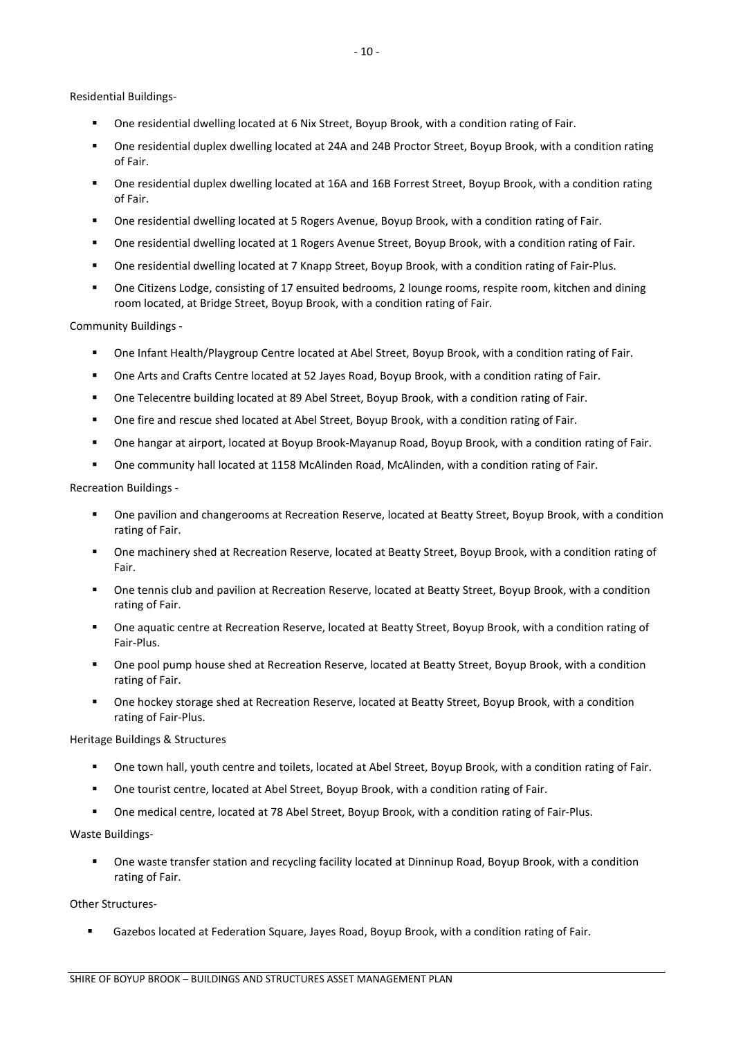Residential Buildings-

- One residential dwelling located at 6 Nix Street, Boyup Brook, with a condition rating of Fair.
- One residential duplex dwelling located at 24A and 24B Proctor Street, Boyup Brook, with a condition rating of Fair.
- One residential duplex dwelling located at 16A and 16B Forrest Street, Boyup Brook, with a condition rating of Fair.
- One residential dwelling located at 5 Rogers Avenue, Boyup Brook, with a condition rating of Fair.
- One residential dwelling located at 1 Rogers Avenue Street, Boyup Brook, with a condition rating of Fair.
- One residential dwelling located at 7 Knapp Street, Boyup Brook, with a condition rating of Fair-Plus.
- One Citizens Lodge, consisting of 17 ensuited bedrooms, 2 lounge rooms, respite room, kitchen and dining room located, at Bridge Street, Boyup Brook, with a condition rating of Fair.

Community Buildings -

- One Infant Health/Playgroup Centre located at Abel Street, Boyup Brook, with a condition rating of Fair.
- One Arts and Crafts Centre located at 52 Jayes Road, Boyup Brook, with a condition rating of Fair.
- One Telecentre building located at 89 Abel Street, Boyup Brook, with a condition rating of Fair.
- One fire and rescue shed located at Abel Street, Boyup Brook, with a condition rating of Fair.
- One hangar at airport, located at Boyup Brook-Mayanup Road, Boyup Brook, with a condition rating of Fair.
- One community hall located at 1158 McAlinden Road, McAlinden, with a condition rating of Fair.

Recreation Buildings -

- One pavilion and changerooms at Recreation Reserve, located at Beatty Street, Boyup Brook, with a condition rating of Fair.
- One machinery shed at Recreation Reserve, located at Beatty Street, Boyup Brook, with a condition rating of Fair.
- One tennis club and pavilion at Recreation Reserve, located at Beatty Street, Boyup Brook, with a condition rating of Fair.
- One aquatic centre at Recreation Reserve, located at Beatty Street, Boyup Brook, with a condition rating of Fair-Plus.
- One pool pump house shed at Recreation Reserve, located at Beatty Street, Boyup Brook, with a condition rating of Fair.
- One hockey storage shed at Recreation Reserve, located at Beatty Street, Boyup Brook, with a condition rating of Fair-Plus.

Heritage Buildings & Structures

- One town hall, youth centre and toilets, located at Abel Street, Boyup Brook, with a condition rating of Fair.
- One tourist centre, located at Abel Street, Boyup Brook, with a condition rating of Fair.
- One medical centre, located at 78 Abel Street, Boyup Brook, with a condition rating of Fair-Plus.

Waste Buildings-

- One waste transfer station and recycling facility located at Dinninup Road, Boyup Brook, with a condition rating of Fair.

Other Structures-

- Gazebos located at Federation Square, Jayes Road, Boyup Brook, with a condition rating of Fair.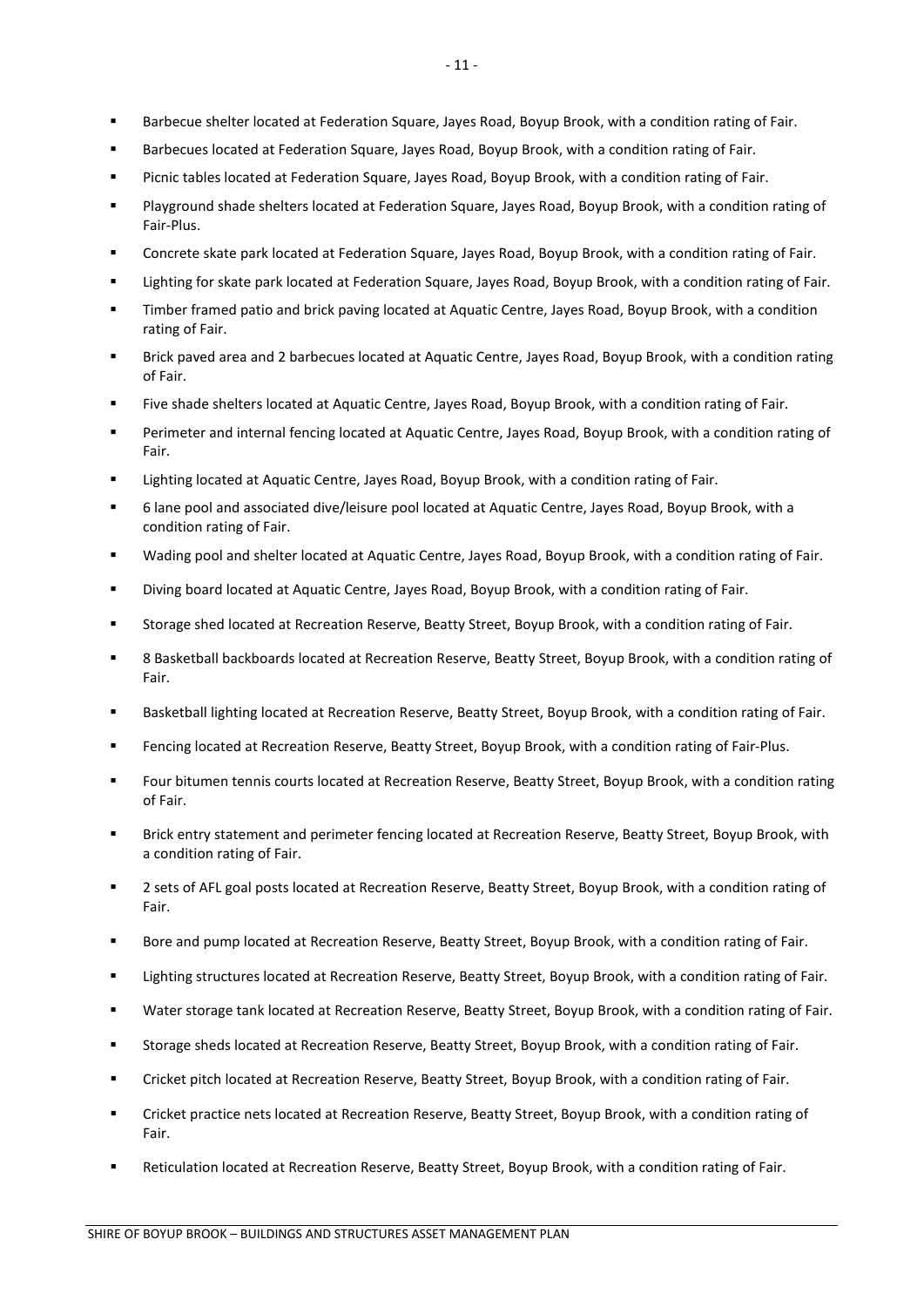- Barbecue shelter located at Federation Square, Jayes Road, Boyup Brook, with a condition rating of Fair.
- Barbecues located at Federation Square, Jayes Road, Boyup Brook, with a condition rating of Fair.
- Picnic tables located at Federation Square, Jayes Road, Boyup Brook, with a condition rating of Fair.
- Playground shade shelters located at Federation Square, Jayes Road, Boyup Brook, with a condition rating of Fair-Plus.
- Concrete skate park located at Federation Square, Jayes Road, Boyup Brook, with a condition rating of Fair.
- Lighting for skate park located at Federation Square, Jayes Road, Boyup Brook, with a condition rating of Fair.
- Timber framed patio and brick paving located at Aquatic Centre, Jayes Road, Boyup Brook, with a condition rating of Fair.
- Brick paved area and 2 barbecues located at Aquatic Centre, Jayes Road, Boyup Brook, with a condition rating of Fair.
- Five shade shelters located at Aquatic Centre, Jayes Road, Boyup Brook, with a condition rating of Fair.
- Perimeter and internal fencing located at Aquatic Centre, Jayes Road, Boyup Brook, with a condition rating of Fair.
- Lighting located at Aquatic Centre, Jayes Road, Boyup Brook, with a condition rating of Fair.
- 6 lane pool and associated dive/leisure pool located at Aquatic Centre, Jayes Road, Boyup Brook, with a condition rating of Fair.
- Wading pool and shelter located at Aquatic Centre, Jayes Road, Boyup Brook, with a condition rating of Fair.
- Diving board located at Aquatic Centre, Jayes Road, Boyup Brook, with a condition rating of Fair.
- Storage shed located at Recreation Reserve, Beatty Street, Boyup Brook, with a condition rating of Fair.
- 8 Basketball backboards located at Recreation Reserve, Beatty Street, Boyup Brook, with a condition rating of Fair.
- Basketball lighting located at Recreation Reserve, Beatty Street, Boyup Brook, with a condition rating of Fair.
- Fencing located at Recreation Reserve, Beatty Street, Boyup Brook, with a condition rating of Fair-Plus.
- Four bitumen tennis courts located at Recreation Reserve, Beatty Street, Boyup Brook, with a condition rating of Fair.
- Brick entry statement and perimeter fencing located at Recreation Reserve, Beatty Street, Boyup Brook, with a condition rating of Fair.
- 2 sets of AFL goal posts located at Recreation Reserve, Beatty Street, Boyup Brook, with a condition rating of Fair.
- Bore and pump located at Recreation Reserve, Beatty Street, Boyup Brook, with a condition rating of Fair.
- Lighting structures located at Recreation Reserve, Beatty Street, Boyup Brook, with a condition rating of Fair.
- Water storage tank located at Recreation Reserve, Beatty Street, Boyup Brook, with a condition rating of Fair.
- Storage sheds located at Recreation Reserve, Beatty Street, Boyup Brook, with a condition rating of Fair.
- Cricket pitch located at Recreation Reserve, Beatty Street, Boyup Brook, with a condition rating of Fair.
- Cricket practice nets located at Recreation Reserve, Beatty Street, Boyup Brook, with a condition rating of Fair.
- Reticulation located at Recreation Reserve, Beatty Street, Boyup Brook, with a condition rating of Fair.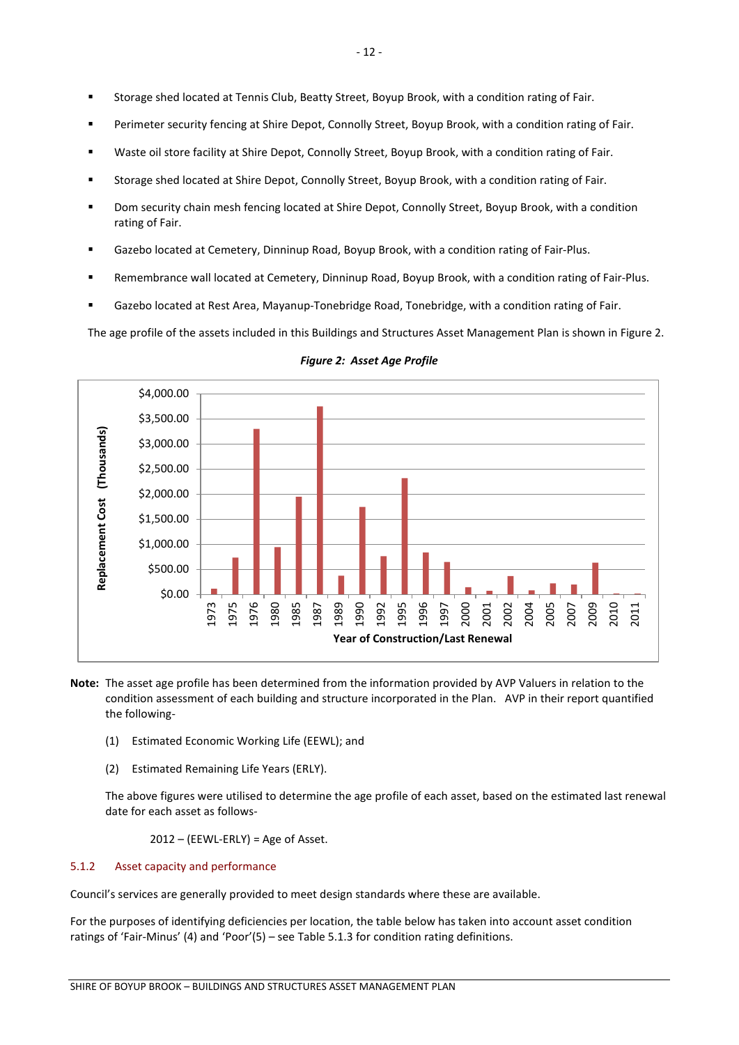- Storage shed located at Tennis Club, Beatty Street, Boyup Brook, with a condition rating of Fair.
- Perimeter security fencing at Shire Depot, Connolly Street, Boyup Brook, with a condition rating of Fair.
- Waste oil store facility at Shire Depot, Connolly Street, Boyup Brook, with a condition rating of Fair.
- Storage shed located at Shire Depot, Connolly Street, Boyup Brook, with a condition rating of Fair.
- Dom security chain mesh fencing located at Shire Depot, Connolly Street, Boyup Brook, with a condition rating of Fair.
- Gazebo located at Cemetery, Dinninup Road, Boyup Brook, with a condition rating of Fair-Plus.
- Remembrance wall located at Cemetery, Dinninup Road, Boyup Brook, with a condition rating of Fair-Plus.
- Gazebo located at Rest Area, Mayanup-Tonebridge Road, Tonebridge, with a condition rating of Fair.

The age profile of the assets included in this Buildings and Structures Asset Management Plan is shown in Figure 2.

***Figure 2: Asset Age Profile***

Replacement Cost (Thousands)

$4,000.00
$3,500.00
$3,000.00
$2,500.00
$2,000.00
$1,500.00
$1,000.00
$500.00
$0.00

1973 1975 1976 1980 1985 1987 1989 1990 1992 1995 1996 1997 2000 2001 2002 2004 2005 2007 2009 2010 2011

Year of Construction/Last Renewal

**Note:** The asset age profile has been determined from the information provided by AVP Valuers in relation to the condition assessment of each building and structure incorporated in the Plan. AVP in their report quantified the following-

(1) Estimated Economic Working Life (EEWL); and

(2) Estimated Remaining Life Years (ERLY).

The above figures were utilised to determine the age profile of each asset, based on the estimated last renewal date for each asset as follows-

2012 – (EEWL-ERLY) = Age of Asset.

### 5.1.2 Asset capacity and performance

Council's services are generally provided to meet design standards where these are available.

For the purposes of identifying deficiencies per location, the table below has taken into account asset condition ratings of 'Fair-Minus' (4) and 'Poor'(5) – see Table 5.1.3 for condition rating definitions.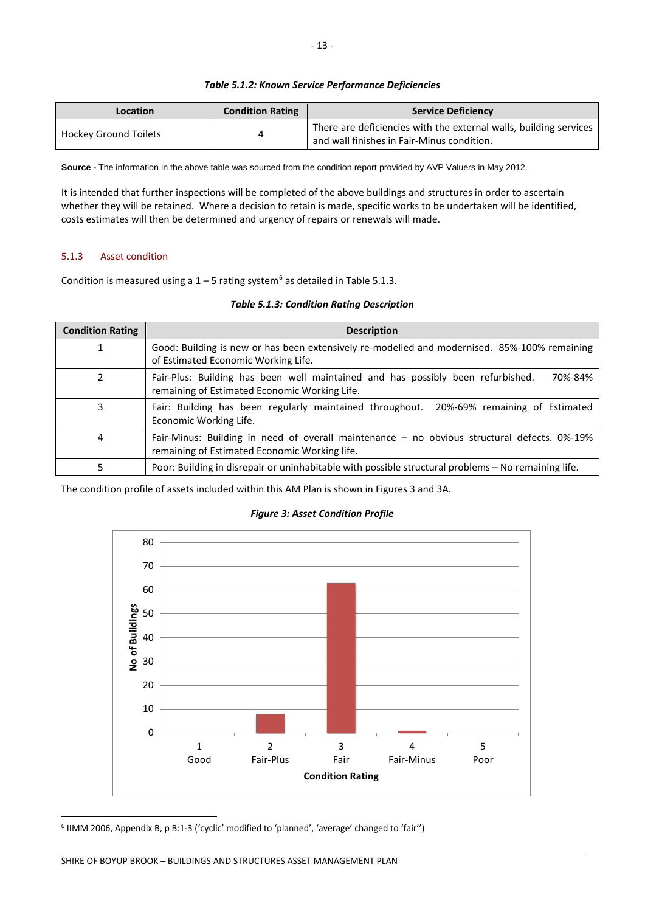*Table 5.1.2: Known Service Performance Deficiencies*

| Location | Condition Rating | Service Deficiency |
|---|---|---|
| Hockey Ground Toilets | 4 | There are deficiencies with the external walls, building services and wall finishes in Fair-Minus condition. |

**Source -** The information in the above table was sourced from the condition report provided by AVP Valuers in May 2012.

It is intended that further inspections will be completed of the above buildings and structures in order to ascertain whether they will be retained. Where a decision to retain is made, specific works to be undertaken will be identified, costs estimates will then be determined and urgency of repairs or renewals will made.

### 5.1.3 Asset condition

Condition is measured using a 1 – 5 rating system[6] as detailed in Table 5.1.3.

*Table 5.1.3: Condition Rating Description*

| Condition Rating | Description |
|---|---|
| 1 | Good: Building is new or has been extensively re-modelled and modernised. 85%-100% remaining of Estimated Economic Working Life. |
| 2 | Fair-Plus: Building has been well maintained and has possibly been refurbished. 70%-84% remaining of Estimated Economic Working Life. |
| 3 | Fair: Building has been regularly maintained throughout. 20%-69% remaining of Estimated Economic Working Life. |
| 4 | Fair-Minus: Building in need of overall maintenance – no obvious structural defects. 0%-19% remaining of Estimated Economic Working life. |
| 5 | Poor: Building in disrepair or uninhabitable with possible structural problems – No remaining life. |

The condition profile of assets included within this AM Plan is shown in Figures 3 and 3A.

*Figure 3: Asset Condition Profile*

No of Buildings
80
70
60
50
40
30
20
10
0
1 Good
2 Fair-Plus
3 Fair
4 Fair-Minus
5 Poor
Condition Rating

[6] IIMM 2006, Appendix B, p B:1-3 ('cyclic' modified to 'planned', 'average' changed to 'fair'')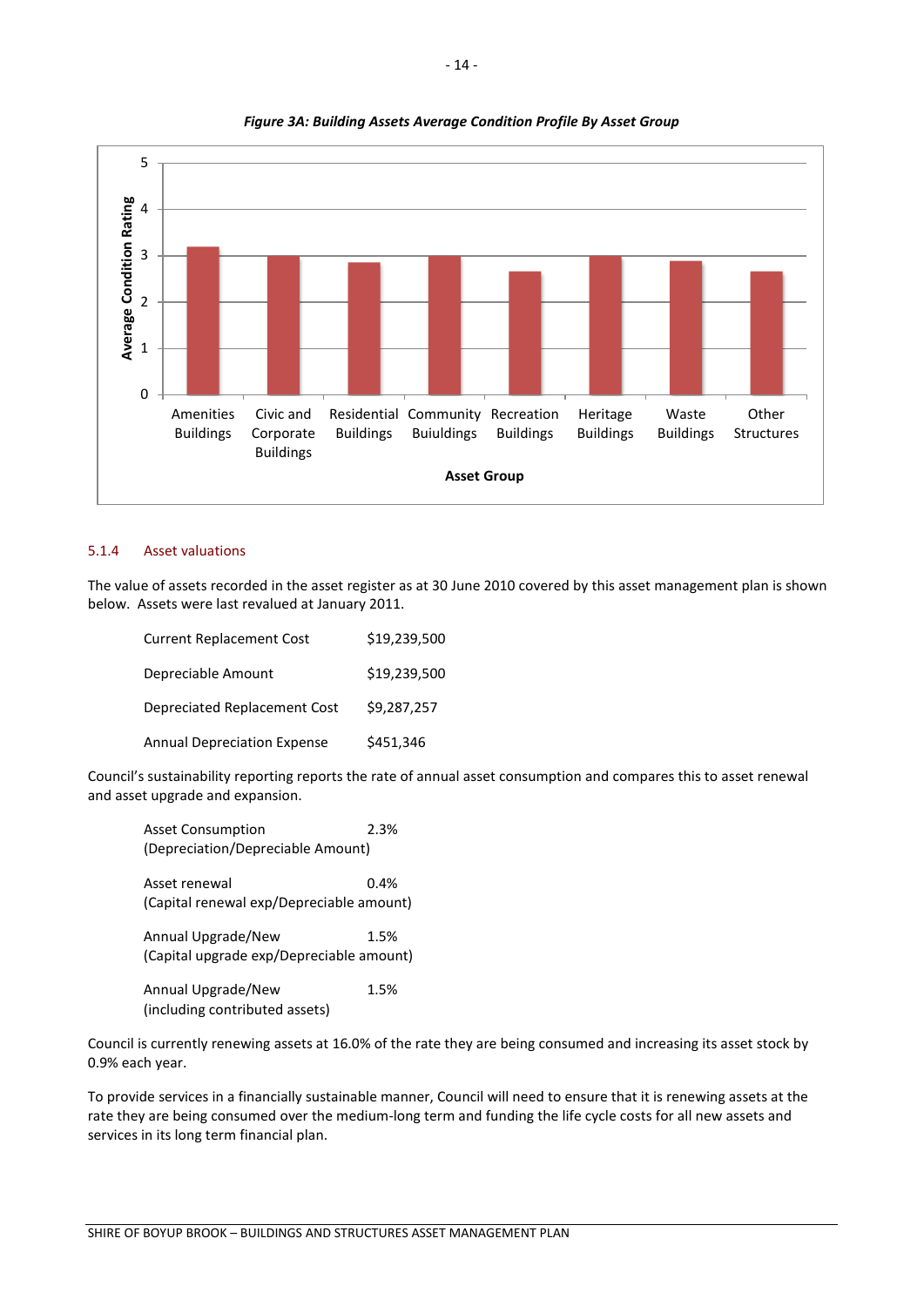*Figure 3A: Building Assets Average Condition Profile By Asset Group*

Average Condition Rating

5
4
3
2
1
0

Amenities Buildings
Civic and Corporate Buildings
Residential Buildings
Community Buiuldings
Recreation Buildings
Heritage Buildings
Waste Buildings
Other Structures

Asset Group

### 5.1.4 Asset valuations

The value of assets recorded in the asset register as at 30 June 2010 covered by this asset management plan is shown below. Assets were last revalued at January 2011.

| | |
|---|---|
| Current Replacement Cost | $19,239,500 |
| Depreciable Amount | $19,239,500 |
| Depreciated Replacement Cost | $9,287,257 |
| Annual Depreciation Expense | $451,346 |

Council's sustainability reporting reports the rate of annual asset consumption and compares this to asset renewal and asset upgrade and expansion.

| | |
|---|---|
| Asset Consumption (Depreciation/Depreciable Amount) | 2.3% |
| Asset renewal (Capital renewal exp/Depreciable amount) | 0.4% |
| Annual Upgrade/New (Capital upgrade exp/Depreciable amount) | 1.5% |
| Annual Upgrade/New (including contributed assets) | 1.5% |

Council is currently renewing assets at 16.0% of the rate they are being consumed and increasing its asset stock by 0.9% each year.

To provide services in a financially sustainable manner, Council will need to ensure that it is renewing assets at the rate they are being consumed over the medium-long term and funding the life cycle costs for all new assets and services in its long term financial plan.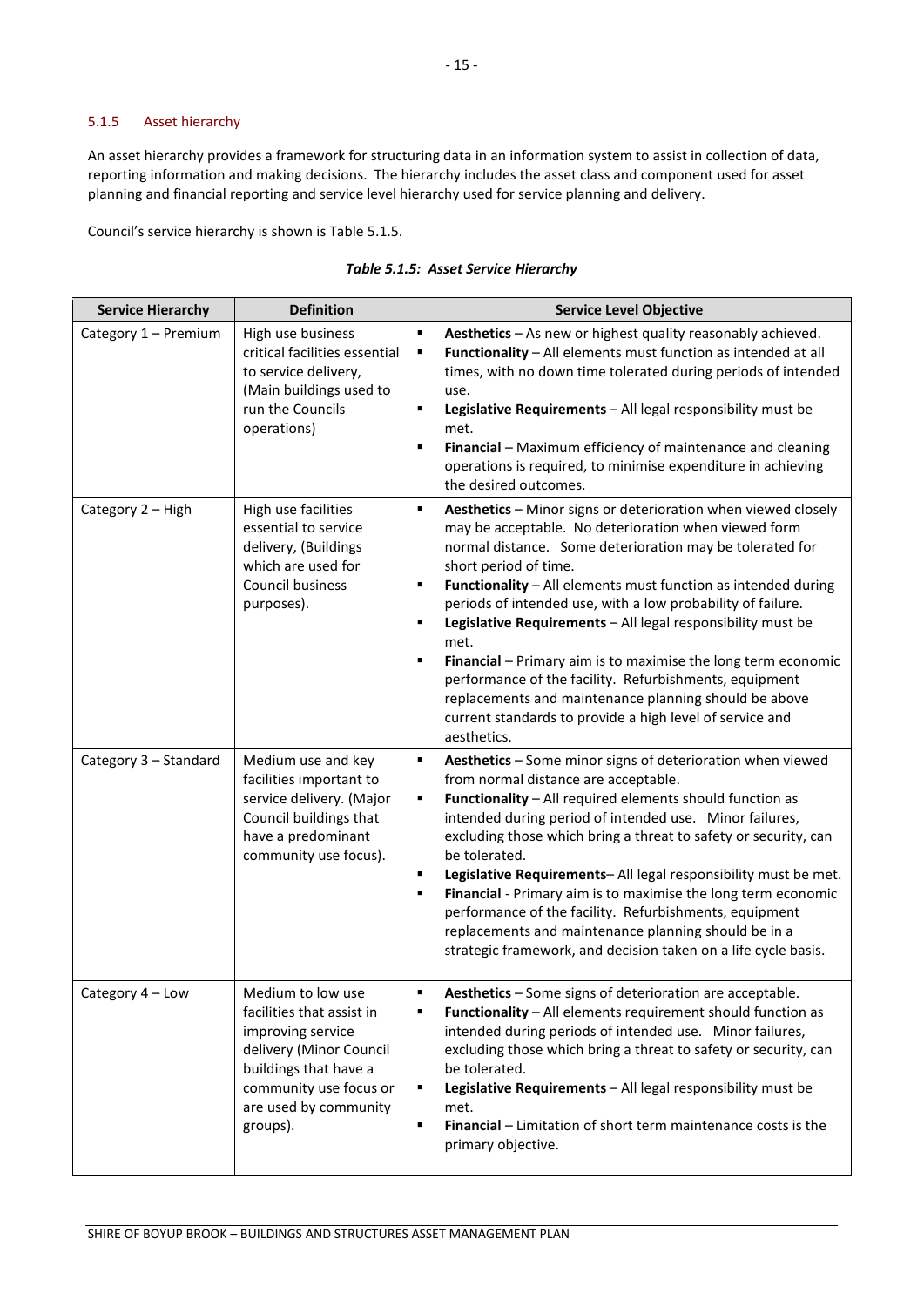### 5.1.5 Asset hierarchy

An asset hierarchy provides a framework for structuring data in an information system to assist in collection of data, reporting information and making decisions. The hierarchy includes the asset class and component used for asset planning and financial reporting and service level hierarchy used for service planning and delivery.

Council's service hierarchy is shown is Table 5.1.5.

***Table 5.1.5: Asset Service Hierarchy***

| Service Hierarchy | Definition | Service Level Objective |
|---|---|---|
| Category 1 – Premium | High use business critical facilities essential to service delivery, (Main buildings used to run the Councils operations) | ▪ **Aesthetics** – As new or highest quality reasonably achieved.<br>▪ **Functionality** – All elements must function as intended at all times, with no down time tolerated during periods of intended use.<br>▪ **Legislative Requirements** – All legal responsibility must be met.<br>▪ **Financial** – Maximum efficiency of maintenance and cleaning operations is required, to minimise expenditure in achieving the desired outcomes. |
| Category 2 – High | High use facilities essential to service delivery, (Buildings which are used for Council business purposes). | ▪ **Aesthetics** – Minor signs or deterioration when viewed closely may be acceptable. No deterioration when viewed form normal distance. Some deterioration may be tolerated for short period of time.<br>▪ **Functionality** – All elements must function as intended during periods of intended use, with a low probability of failure.<br>▪ **Legislative Requirements** – All legal responsibility must be met.<br>▪ **Financial** – Primary aim is to maximise the long term economic performance of the facility. Refurbishments, equipment replacements and maintenance planning should be above current standards to provide a high level of service and aesthetics. |
| Category 3 – Standard | Medium use and key facilities important to service delivery. (Major Council buildings that have a predominant community use focus). | ▪ **Aesthetics** – Some minor signs of deterioration when viewed from normal distance are acceptable.<br>▪ **Functionality** – All required elements should function as intended during period of intended use. Minor failures, excluding those which bring a threat to safety or security, can be tolerated.<br>▪ **Legislative Requirements**– All legal responsibility must be met.<br>▪ **Financial** - Primary aim is to maximise the long term economic performance of the facility. Refurbishments, equipment replacements and maintenance planning should be in a strategic framework, and decision taken on a life cycle basis. |
| Category 4 – Low | Medium to low use facilities that assist in improving service delivery (Minor Council buildings that have a community use focus or are used by community groups). | ▪ **Aesthetics** – Some signs of deterioration are acceptable.<br>▪ **Functionality** – All elements requirement should function as intended during periods of intended use. Minor failures, excluding those which bring a threat to safety or security, can be tolerated.<br>▪ **Legislative Requirements** – All legal responsibility must be met.<br>▪ **Financial** – Limitation of short term maintenance costs is the primary objective. |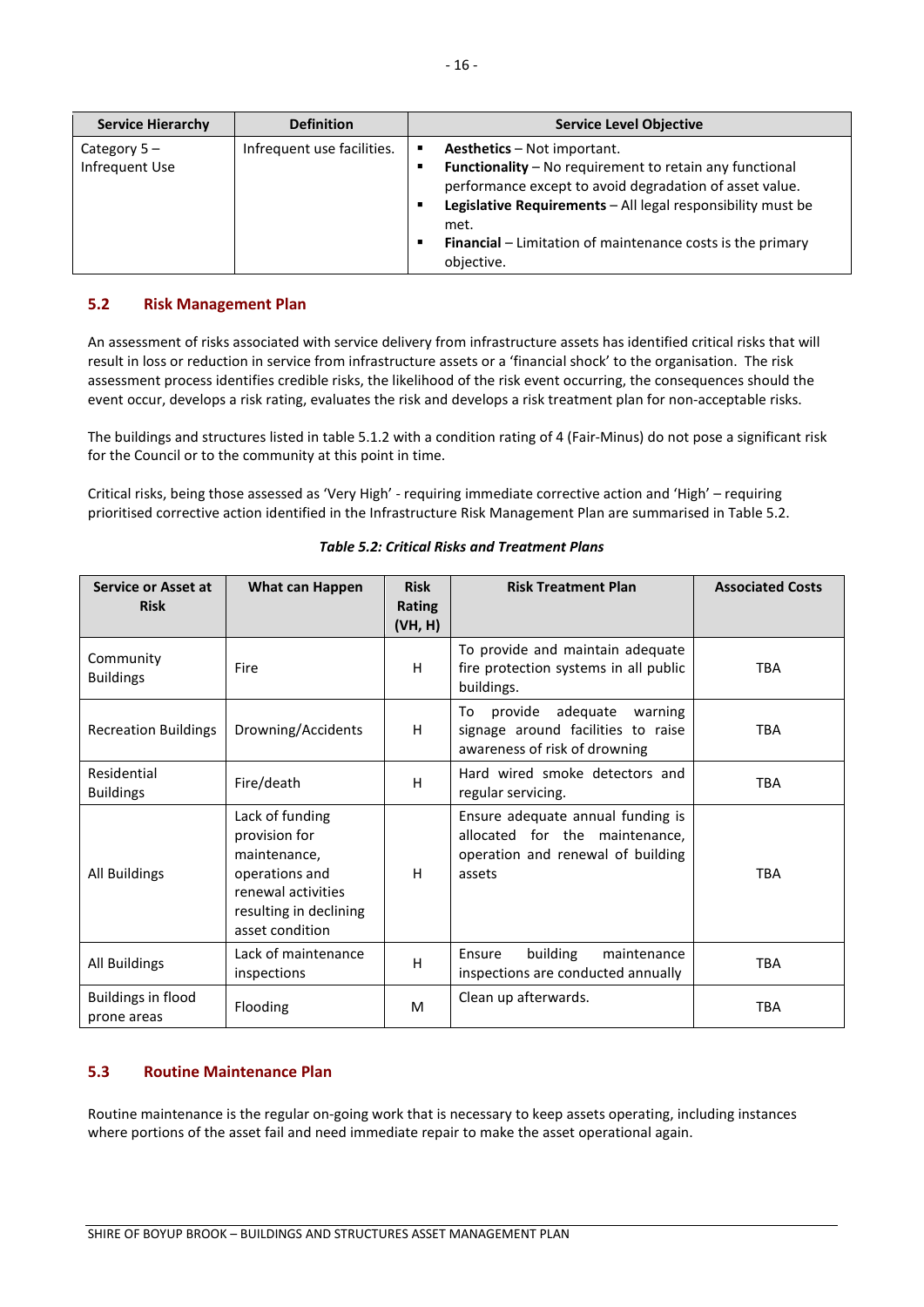| Service Hierarchy | Definition | Service Level Objective |
|---|---|---|
| Category 5 – Infrequent Use | Infrequent use facilities. | ▪ **Aesthetics** – Not important.<br>▪ **Functionality** – No requirement to retain any functional performance except to avoid degradation of asset value.<br>▪ **Legislative Requirements** – All legal responsibility must be met.<br>▪ **Financial** – Limitation of maintenance costs is the primary objective. |

## 5.2 Risk Management Plan

An assessment of risks associated with service delivery from infrastructure assets has identified critical risks that will result in loss or reduction in service from infrastructure assets or a 'financial shock' to the organisation. The risk assessment process identifies credible risks, the likelihood of the risk event occurring, the consequences should the event occur, develops a risk rating, evaluates the risk and develops a risk treatment plan for non-acceptable risks.

The buildings and structures listed in table 5.1.2 with a condition rating of 4 (Fair-Minus) do not pose a significant risk for the Council or to the community at this point in time.

Critical risks, being those assessed as 'Very High' - requiring immediate corrective action and 'High' – requiring prioritised corrective action identified in the Infrastructure Risk Management Plan are summarised in Table 5.2.

***Table 5.2: Critical Risks and Treatment Plans***

| Service or Asset at Risk | What can Happen | Risk Rating (VH, H) | Risk Treatment Plan | Associated Costs |
|---|---|---|---|---|
| Community Buildings | Fire | H | To provide and maintain adequate fire protection systems in all public buildings. | TBA |
| Recreation Buildings | Drowning/Accidents | H | To provide adequate warning signage around facilities to raise awareness of risk of drowning | TBA |
| Residential Buildings | Fire/death | H | Hard wired smoke detectors and regular servicing. | TBA |
| All Buildings | Lack of funding provision for maintenance, operations and renewal activities resulting in declining asset condition | H | Ensure adequate annual funding is allocated for the maintenance, operation and renewal of building assets | TBA |
| All Buildings | Lack of maintenance inspections | H | Ensure building maintenance inspections are conducted annually | TBA |
| Buildings in flood prone areas | Flooding | M | Clean up afterwards. | TBA |

## 5.3 Routine Maintenance Plan

Routine maintenance is the regular on-going work that is necessary to keep assets operating, including instances where portions of the asset fail and need immediate repair to make the asset operational again.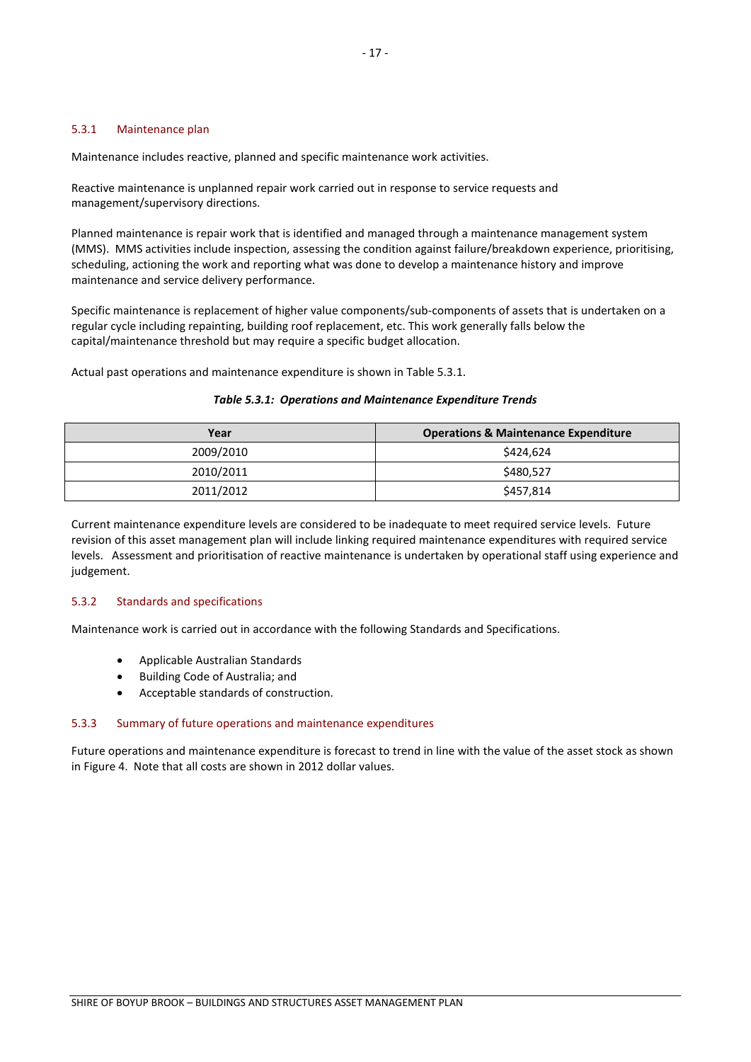### 5.3.1 Maintenance plan

Maintenance includes reactive, planned and specific maintenance work activities.

Reactive maintenance is unplanned repair work carried out in response to service requests and management/supervisory directions.

Planned maintenance is repair work that is identified and managed through a maintenance management system (MMS). MMS activities include inspection, assessing the condition against failure/breakdown experience, prioritising, scheduling, actioning the work and reporting what was done to develop a maintenance history and improve maintenance and service delivery performance.

Specific maintenance is replacement of higher value components/sub-components of assets that is undertaken on a regular cycle including repainting, building roof replacement, etc. This work generally falls below the capital/maintenance threshold but may require a specific budget allocation.

Actual past operations and maintenance expenditure is shown in Table 5.3.1.

***Table 5.3.1: Operations and Maintenance Expenditure Trends***

| Year | Operations & Maintenance Expenditure |
|---|---|
| 2009/2010 | $424,624 |
| 2010/2011 | $480,527 |
| 2011/2012 | $457,814 |

Current maintenance expenditure levels are considered to be inadequate to meet required service levels. Future revision of this asset management plan will include linking required maintenance expenditures with required service levels. Assessment and prioritisation of reactive maintenance is undertaken by operational staff using experience and judgement.

### 5.3.2 Standards and specifications

Maintenance work is carried out in accordance with the following Standards and Specifications.

- Applicable Australian Standards
- Building Code of Australia; and
- Acceptable standards of construction.

### 5.3.3 Summary of future operations and maintenance expenditures

Future operations and maintenance expenditure is forecast to trend in line with the value of the asset stock as shown in Figure 4. Note that all costs are shown in 2012 dollar values.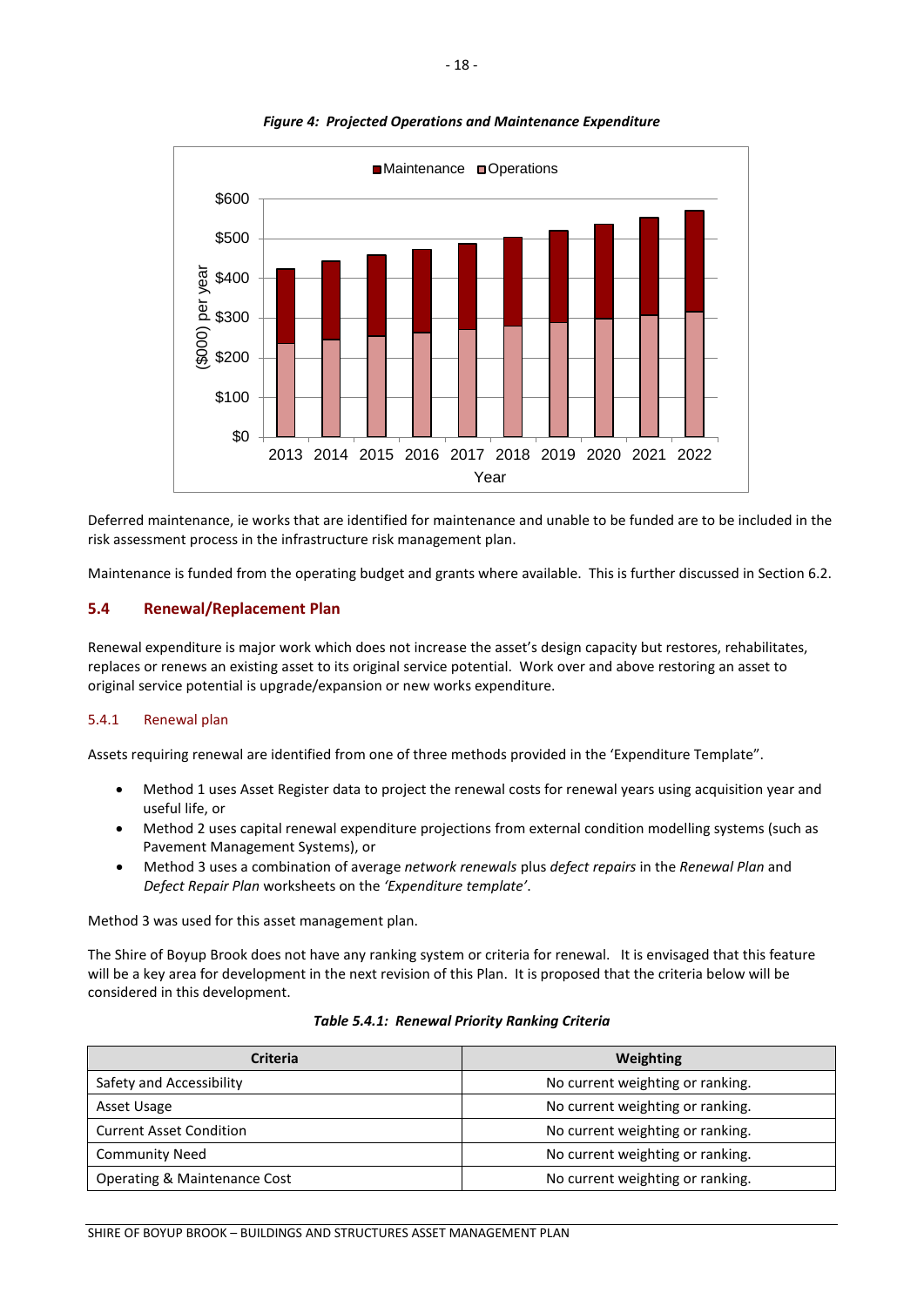*Figure 4: Projected Operations and Maintenance Expenditure*

Maintenance
Operations

$600
$500
$400
$300
$200
$100
$0

($000) per year

2013 2014 2015 2016 2017 2018 2019 2020 2021 2022

Year

Deferred maintenance, ie works that are identified for maintenance and unable to be funded are to be included in the risk assessment process in the infrastructure risk management plan.

Maintenance is funded from the operating budget and grants where available. This is further discussed in Section 6.2.

## 5.4 Renewal/Replacement Plan

Renewal expenditure is major work which does not increase the asset's design capacity but restores, rehabilitates, replaces or renews an existing asset to its original service potential. Work over and above restoring an asset to original service potential is upgrade/expansion or new works expenditure.

### 5.4.1 Renewal plan

Assets requiring renewal are identified from one of three methods provided in the 'Expenditure Template".

- Method 1 uses Asset Register data to project the renewal costs for renewal years using acquisition year and useful life, or
- Method 2 uses capital renewal expenditure projections from external condition modelling systems (such as Pavement Management Systems), or
- Method 3 uses a combination of average *network renewals* plus *defect repairs* in the *Renewal Plan* and *Defect Repair Plan* worksheets on the *'Expenditure template'*.

Method 3 was used for this asset management plan.

The Shire of Boyup Brook does not have any ranking system or criteria for renewal. It is envisaged that this feature will be a key area for development in the next revision of this Plan. It is proposed that the criteria below will be considered in this development.

***Table 5.4.1: Renewal Priority Ranking Criteria***

| Criteria | Weighting |
|---|---|
| Safety and Accessibility | No current weighting or ranking. |
| Asset Usage | No current weighting or ranking. |
| Current Asset Condition | No current weighting or ranking. |
| Community Need | No current weighting or ranking. |
| Operating & Maintenance Cost | No current weighting or ranking. |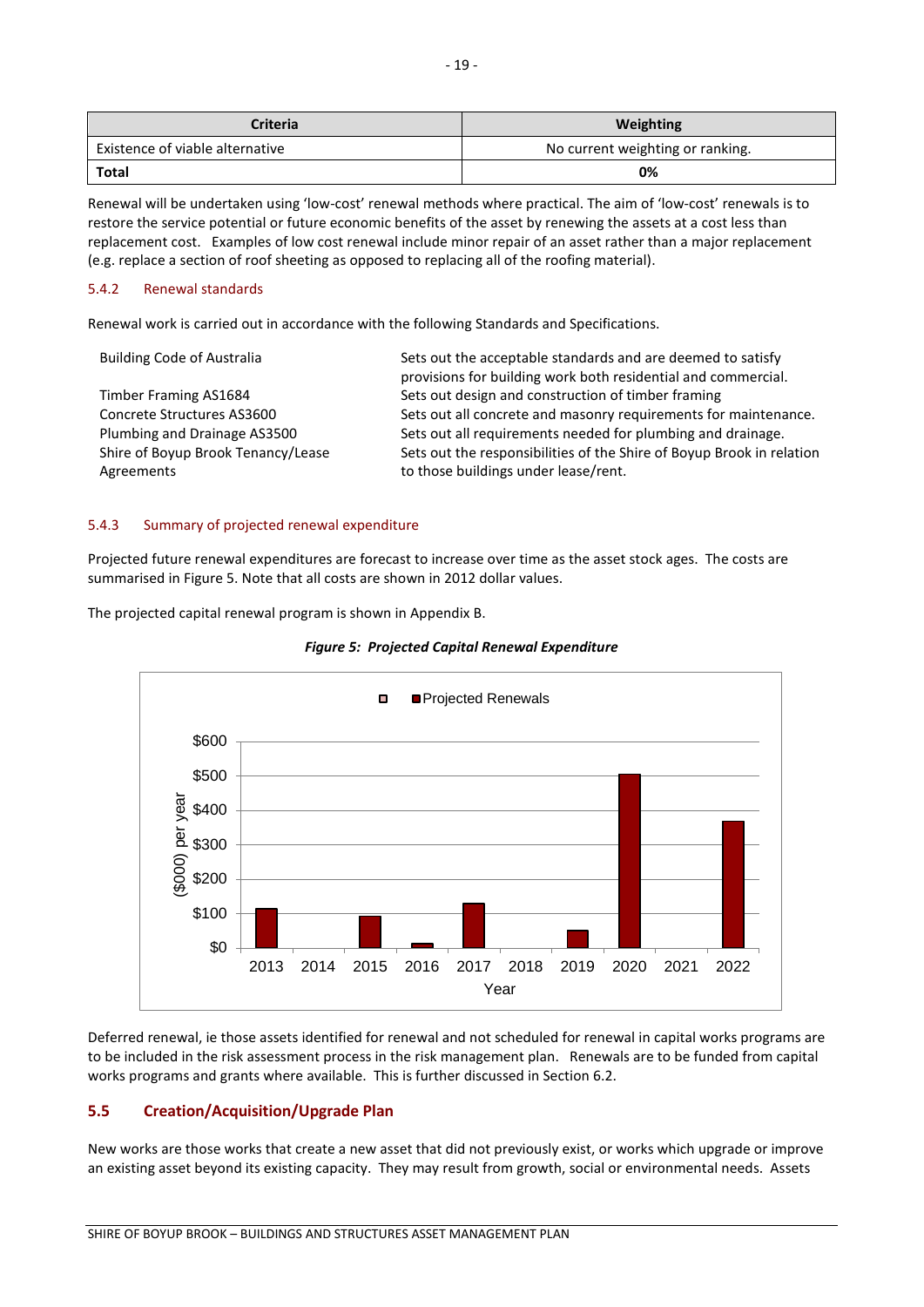| Criteria | Weighting |
|---|---|
| Existence of viable alternative | No current weighting or ranking. |
| **Total** | **0%** |

Renewal will be undertaken using 'low-cost' renewal methods where practical. The aim of 'low-cost' renewals is to restore the service potential or future economic benefits of the asset by renewing the assets at a cost less than replacement cost. Examples of low cost renewal include minor repair of an asset rather than a major replacement (e.g. replace a section of roof sheeting as opposed to replacing all of the roofing material).

### 5.4.2 Renewal standards

Renewal work is carried out in accordance with the following Standards and Specifications.

| | |
|---|---|
| Building Code of Australia | Sets out the acceptable standards and are deemed to satisfy provisions for building work both residential and commercial. |
| Timber Framing AS1684 | Sets out design and construction of timber framing |
| Concrete Structures AS3600 | Sets out all concrete and masonry requirements for maintenance. |
| Plumbing and Drainage AS3500 | Sets out all requirements needed for plumbing and drainage. |
| Shire of Boyup Brook Tenancy/Lease Agreements | Sets out the responsibilities of the Shire of Boyup Brook in relation to those buildings under lease/rent. |

### 5.4.3 Summary of projected renewal expenditure

Projected future renewal expenditures are forecast to increase over time as the asset stock ages. The costs are summarised in Figure 5. Note that all costs are shown in 2012 dollar values.

The projected capital renewal program is shown in Appendix B.

***Figure 5: Projected Capital Renewal Expenditure***

Projected Renewals

($000) per year

$600
$500
$400
$300
$200
$100
$0

2013 2014 2015 2016 2017 2018 2019 2020 2021 2022

Year

Deferred renewal, ie those assets identified for renewal and not scheduled for renewal in capital works programs are to be included in the risk assessment process in the risk management plan. Renewals are to be funded from capital works programs and grants where available. This is further discussed in Section 6.2.

## 5.5 Creation/Acquisition/Upgrade Plan

New works are those works that create a new asset that did not previously exist, or works which upgrade or improve an existing asset beyond its existing capacity. They may result from growth, social or environmental needs. Assets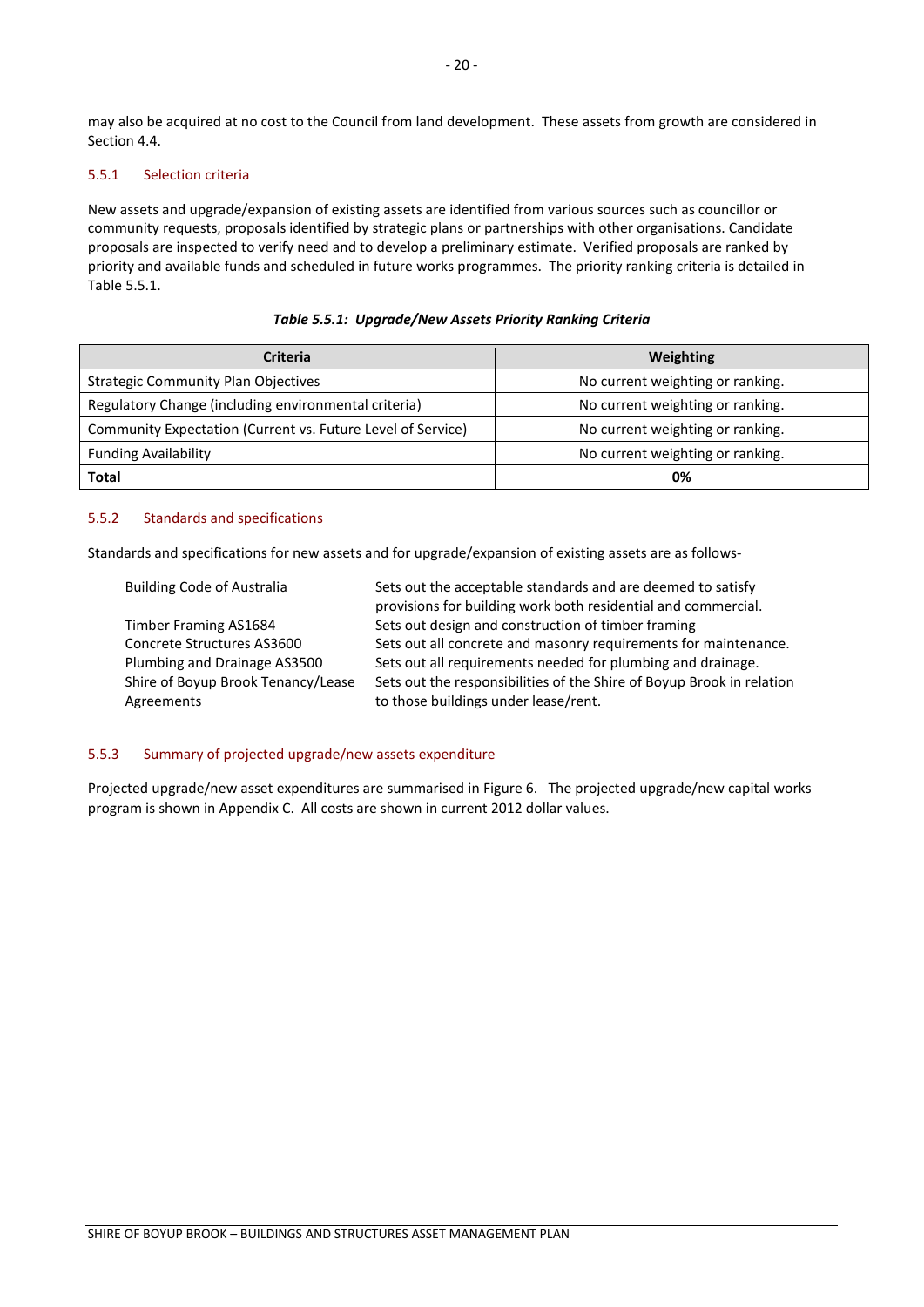may also be acquired at no cost to the Council from land development. These assets from growth are considered in Section 4.4.

### 5.5.1 Selection criteria

New assets and upgrade/expansion of existing assets are identified from various sources such as councillor or community requests, proposals identified by strategic plans or partnerships with other organisations. Candidate proposals are inspected to verify need and to develop a preliminary estimate. Verified proposals are ranked by priority and available funds and scheduled in future works programmes. The priority ranking criteria is detailed in Table 5.5.1.

***Table 5.5.1: Upgrade/New Assets Priority Ranking Criteria***

| Criteria | Weighting |
|---|---|
| Strategic Community Plan Objectives | No current weighting or ranking. |
| Regulatory Change (including environmental criteria) | No current weighting or ranking. |
| Community Expectation (Current vs. Future Level of Service) | No current weighting or ranking. |
| Funding Availability | No current weighting or ranking. |
| **Total** | **0%** |

### 5.5.2 Standards and specifications

Standards and specifications for new assets and for upgrade/expansion of existing assets are as follows-

| | |
|---|---|
| Building Code of Australia | Sets out the acceptable standards and are deemed to satisfy provisions for building work both residential and commercial. |
| Timber Framing AS1684 | Sets out design and construction of timber framing |
| Concrete Structures AS3600 | Sets out all concrete and masonry requirements for maintenance. |
| Plumbing and Drainage AS3500 | Sets out all requirements needed for plumbing and drainage. |
| Shire of Boyup Brook Tenancy/Lease Agreements | Sets out the responsibilities of the Shire of Boyup Brook in relation to those buildings under lease/rent. |

### 5.5.3 Summary of projected upgrade/new assets expenditure

Projected upgrade/new asset expenditures are summarised in Figure 6. The projected upgrade/new capital works program is shown in Appendix C. All costs are shown in current 2012 dollar values.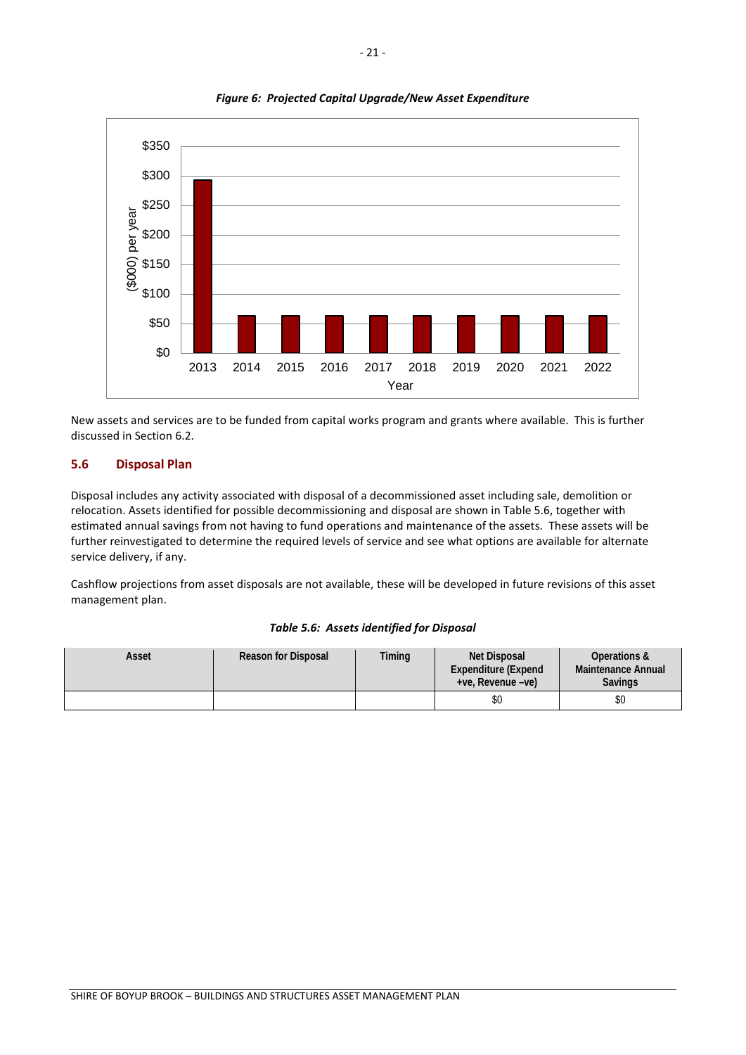*Figure 6: Projected Capital Upgrade/New Asset Expenditure*

$350
$300
$250
$200
$150
$100
$50
$0

($000) per year

2013 2014 2015 2016 2017 2018 2019 2020 2021 2022

Year

New assets and services are to be funded from capital works program and grants where available. This is further discussed in Section 6.2.

## 5.6 Disposal Plan

Disposal includes any activity associated with disposal of a decommissioned asset including sale, demolition or relocation. Assets identified for possible decommissioning and disposal are shown in Table 5.6, together with estimated annual savings from not having to fund operations and maintenance of the assets. These assets will be further reinvestigated to determine the required levels of service and see what options are available for alternate service delivery, if any.

Cashflow projections from asset disposals are not available, these will be developed in future revisions of this asset management plan.

*Table 5.6: Assets identified for Disposal*

| Asset | Reason for Disposal | Timing | Net Disposal Expenditure (Expend +ve, Revenue –ve) | Operations & Maintenance Annual Savings |
|---|---|---|---|---|
| | | | $0 | $0 |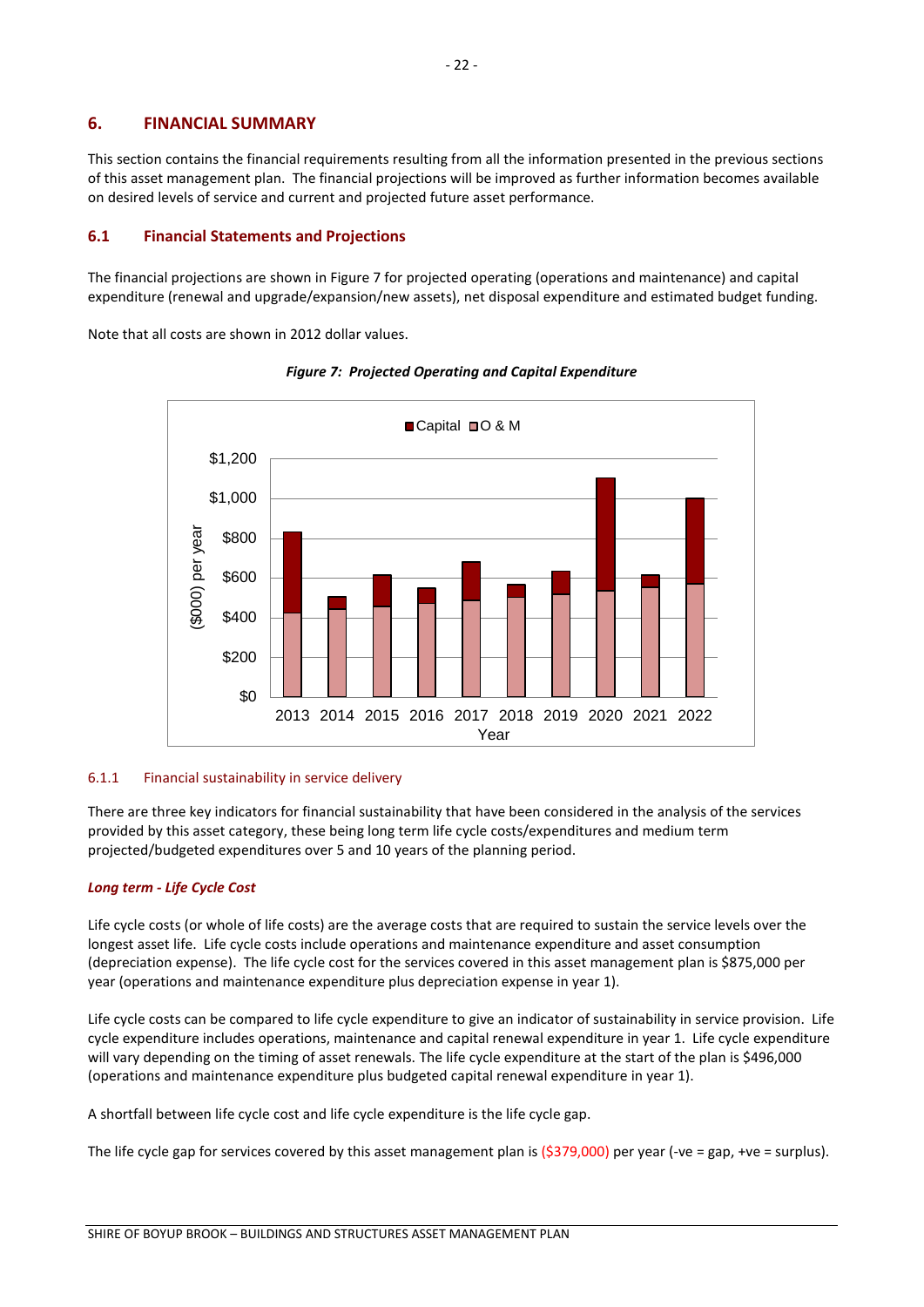## 6. FINANCIAL SUMMARY

This section contains the financial requirements resulting from all the information presented in the previous sections of this asset management plan. The financial projections will be improved as further information becomes available on desired levels of service and current and projected future asset performance.

### 6.1 Financial Statements and Projections

The financial projections are shown in Figure 7 for projected operating (operations and maintenance) and capital expenditure (renewal and upgrade/expansion/new assets), net disposal expenditure and estimated budget funding.

Note that all costs are shown in 2012 dollar values.

***Figure 7: Projected Operating and Capital Expenditure***

Capital
O & M

($000) per year

$1,200
$1,000
$800
$600
$400
$200
$0

2013 2014 2015 2016 2017 2018 2019 2020 2021 2022

Year

#### 6.1.1 Financial sustainability in service delivery

There are three key indicators for financial sustainability that have been considered in the analysis of the services provided by this asset category, these being long term life cycle costs/expenditures and medium term projected/budgeted expenditures over 5 and 10 years of the planning period.

***Long term - Life Cycle Cost***

Life cycle costs (or whole of life costs) are the average costs that are required to sustain the service levels over the longest asset life. Life cycle costs include operations and maintenance expenditure and asset consumption (depreciation expense). The life cycle cost for the services covered in this asset management plan is $875,000 per year (operations and maintenance expenditure plus depreciation expense in year 1).

Life cycle costs can be compared to life cycle expenditure to give an indicator of sustainability in service provision. Life cycle expenditure includes operations, maintenance and capital renewal expenditure in year 1. Life cycle expenditure will vary depending on the timing of asset renewals. The life cycle expenditure at the start of the plan is $496,000 (operations and maintenance expenditure plus budgeted capital renewal expenditure in year 1).

A shortfall between life cycle cost and life cycle expenditure is the life cycle gap.

The life cycle gap for services covered by this asset management plan is ($379,000) per year (-ve = gap, +ve = surplus).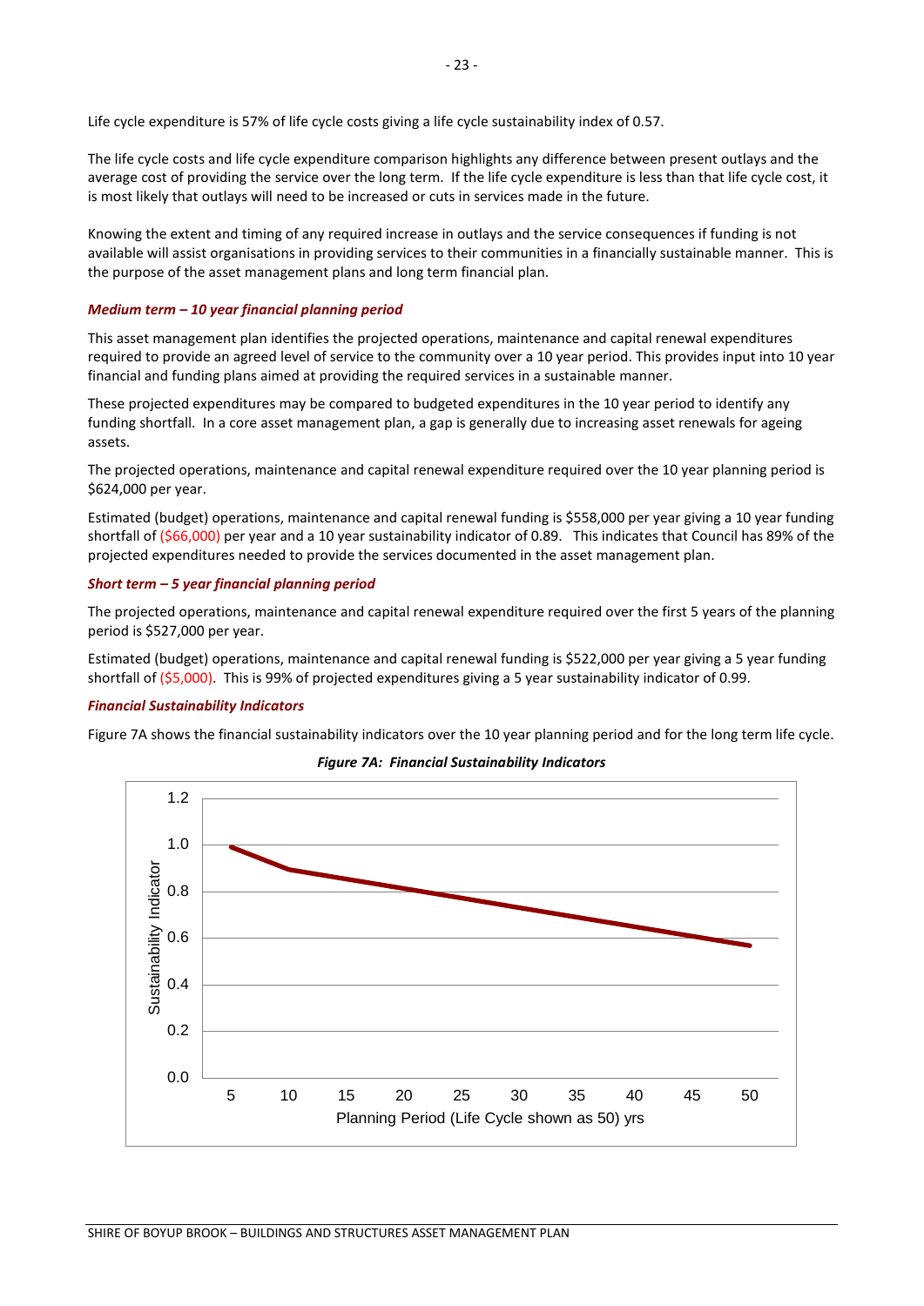Life cycle expenditure is 57% of life cycle costs giving a life cycle sustainability index of 0.57.

The life cycle costs and life cycle expenditure comparison highlights any difference between present outlays and the average cost of providing the service over the long term. If the life cycle expenditure is less than that life cycle cost, it is most likely that outlays will need to be increased or cuts in services made in the future.

Knowing the extent and timing of any required increase in outlays and the service consequences if funding is not available will assist organisations in providing services to their communities in a financially sustainable manner. This is the purpose of the asset management plans and long term financial plan.

***Medium term – 10 year financial planning period***

This asset management plan identifies the projected operations, maintenance and capital renewal expenditures required to provide an agreed level of service to the community over a 10 year period. This provides input into 10 year financial and funding plans aimed at providing the required services in a sustainable manner.

These projected expenditures may be compared to budgeted expenditures in the 10 year period to identify any funding shortfall. In a core asset management plan, a gap is generally due to increasing asset renewals for ageing assets.

The projected operations, maintenance and capital renewal expenditure required over the 10 year planning period is $624,000 per year.

Estimated (budget) operations, maintenance and capital renewal funding is $558,000 per year giving a 10 year funding shortfall of ($66,000) per year and a 10 year sustainability indicator of 0.89. This indicates that Council has 89% of the projected expenditures needed to provide the services documented in the asset management plan.

***Short term – 5 year financial planning period***

The projected operations, maintenance and capital renewal expenditure required over the first 5 years of the planning period is $527,000 per year.

Estimated (budget) operations, maintenance and capital renewal funding is $522,000 per year giving a 5 year funding shortfall of ($5,000). This is 99% of projected expenditures giving a 5 year sustainability indicator of 0.99.

***Financial Sustainability Indicators***

Figure 7A shows the financial sustainability indicators over the 10 year planning period and for the long term life cycle.

***Figure 7A: Financial Sustainability Indicators***

Sustainability Indicator

1.2
1.0
0.8
0.6
0.4
0.2
0.0

5 10 15 20 25 30 35 40 45 50

Planning Period (Life Cycle shown as 50) yrs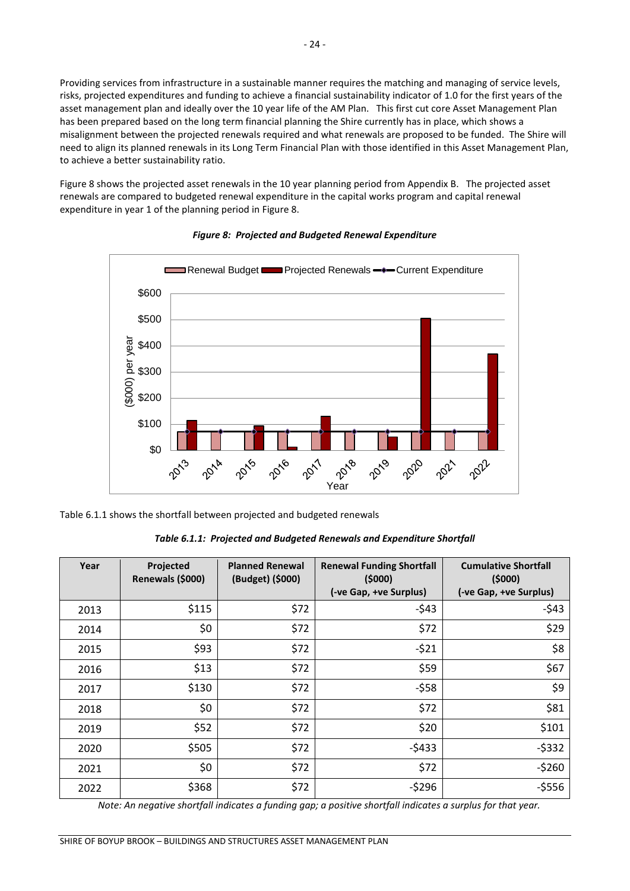Providing services from infrastructure in a sustainable manner requires the matching and managing of service levels, risks, projected expenditures and funding to achieve a financial sustainability indicator of 1.0 for the first years of the asset management plan and ideally over the 10 year life of the AM Plan. This first cut core Asset Management Plan has been prepared based on the long term financial planning the Shire currently has in place, which shows a misalignment between the projected renewals required and what renewals are proposed to be funded. The Shire will need to align its planned renewals in its Long Term Financial Plan with those identified in this Asset Management Plan, to achieve a better sustainability ratio.

Figure 8 shows the projected asset renewals in the 10 year planning period from Appendix B. The projected asset renewals are compared to budgeted renewal expenditure in the capital works program and capital renewal expenditure in year 1 of the planning period in Figure 8.

***Figure 8: Projected and Budgeted Renewal Expenditure***

Renewal Budget
Projected Renewals
Current Expenditure

($000) per year

$600
$500
$400
$300
$200
$100
$0

2013
2014
2015
2016
2017
2018
2019
2020
2021
2022

Year

Table 6.1.1 shows the shortfall between projected and budgeted renewals

***Table 6.1.1: Projected and Budgeted Renewals and Expenditure Shortfall***

| Year | Projected Renewals ($000) | Planned Renewal (Budget) ($000) | Renewal Funding Shortfall ($000) (-ve Gap, +ve Surplus) | Cumulative Shortfall ($000) (-ve Gap, +ve Surplus) |
|---|---|---|---|---|
| 2013 | $115 | $72 | -$43 | -$43 |
| 2014 | $0 | $72 | $72 | $29 |
| 2015 | $93 | $72 | -$21 | $8 |
| 2016 | $13 | $72 | $59 | $67 |
| 2017 | $130 | $72 | -$58 | $9 |
| 2018 | $0 | $72 | $72 | $81 |
| 2019 | $52 | $72 | $20 | $101 |
| 2020 | $505 | $72 | -$433 | -$332 |
| 2021 | $0 | $72 | $72 | -$260 |
| 2022 | $368 | $72 | -$296 | -$556 |

*Note: An negative shortfall indicates a funding gap; a positive shortfall indicates a surplus for that year.*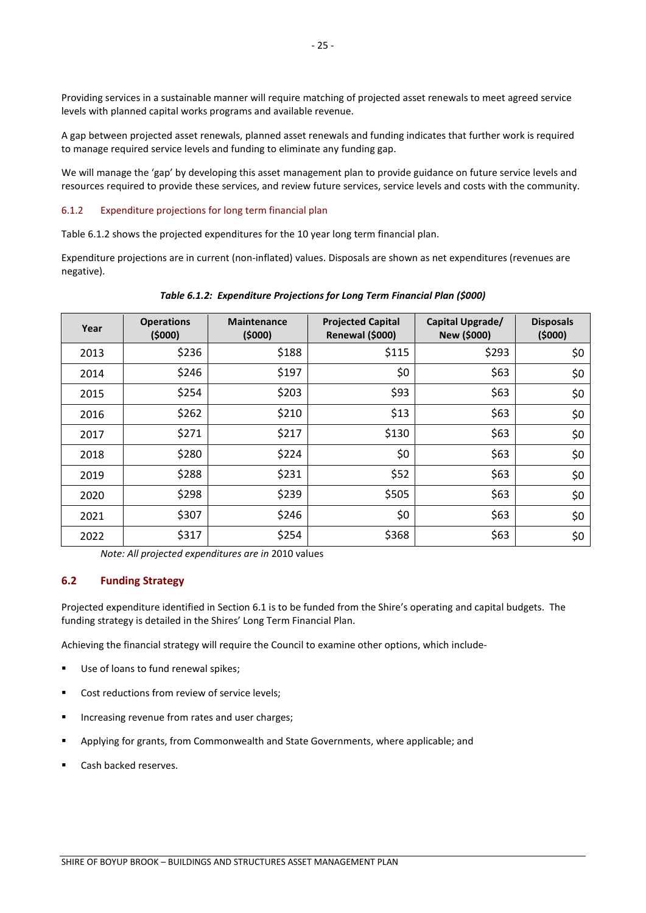Providing services in a sustainable manner will require matching of projected asset renewals to meet agreed service levels with planned capital works programs and available revenue.

A gap between projected asset renewals, planned asset renewals and funding indicates that further work is required to manage required service levels and funding to eliminate any funding gap.

We will manage the 'gap' by developing this asset management plan to provide guidance on future service levels and resources required to provide these services, and review future services, service levels and costs with the community.

### 6.1.2 Expenditure projections for long term financial plan

Table 6.1.2 shows the projected expenditures for the 10 year long term financial plan.

Expenditure projections are in current (non-inflated) values. Disposals are shown as net expenditures (revenues are negative).

***Table 6.1.2: Expenditure Projections for Long Term Financial Plan ($000)***

| Year | Operations ($000) | Maintenance ($000) | Projected Capital Renewal ($000) | Capital Upgrade/ New ($000) | Disposals ($000) |
|---|---|---|---|---|---|
| 2013 | $236 | $188 | $115 | $293 | $0 |
| 2014 | $246 | $197 | $0 | $63 | $0 |
| 2015 | $254 | $203 | $93 | $63 | $0 |
| 2016 | $262 | $210 | $13 | $63 | $0 |
| 2017 | $271 | $217 | $130 | $63 | $0 |
| 2018 | $280 | $224 | $0 | $63 | $0 |
| 2019 | $288 | $231 | $52 | $63 | $0 |
| 2020 | $298 | $239 | $505 | $63 | $0 |
| 2021 | $307 | $246 | $0 | $63 | $0 |
| 2022 | $317 | $254 | $368 | $63 | $0 |

*Note: All projected expenditures are in* 2010 values

## 6.2 Funding Strategy

Projected expenditure identified in Section 6.1 is to be funded from the Shire's operating and capital budgets. The funding strategy is detailed in the Shires' Long Term Financial Plan.

Achieving the financial strategy will require the Council to examine other options, which include-

- Use of loans to fund renewal spikes;
- Cost reductions from review of service levels;
- Increasing revenue from rates and user charges;
- Applying for grants, from Commonwealth and State Governments, where applicable; and
- Cash backed reserves.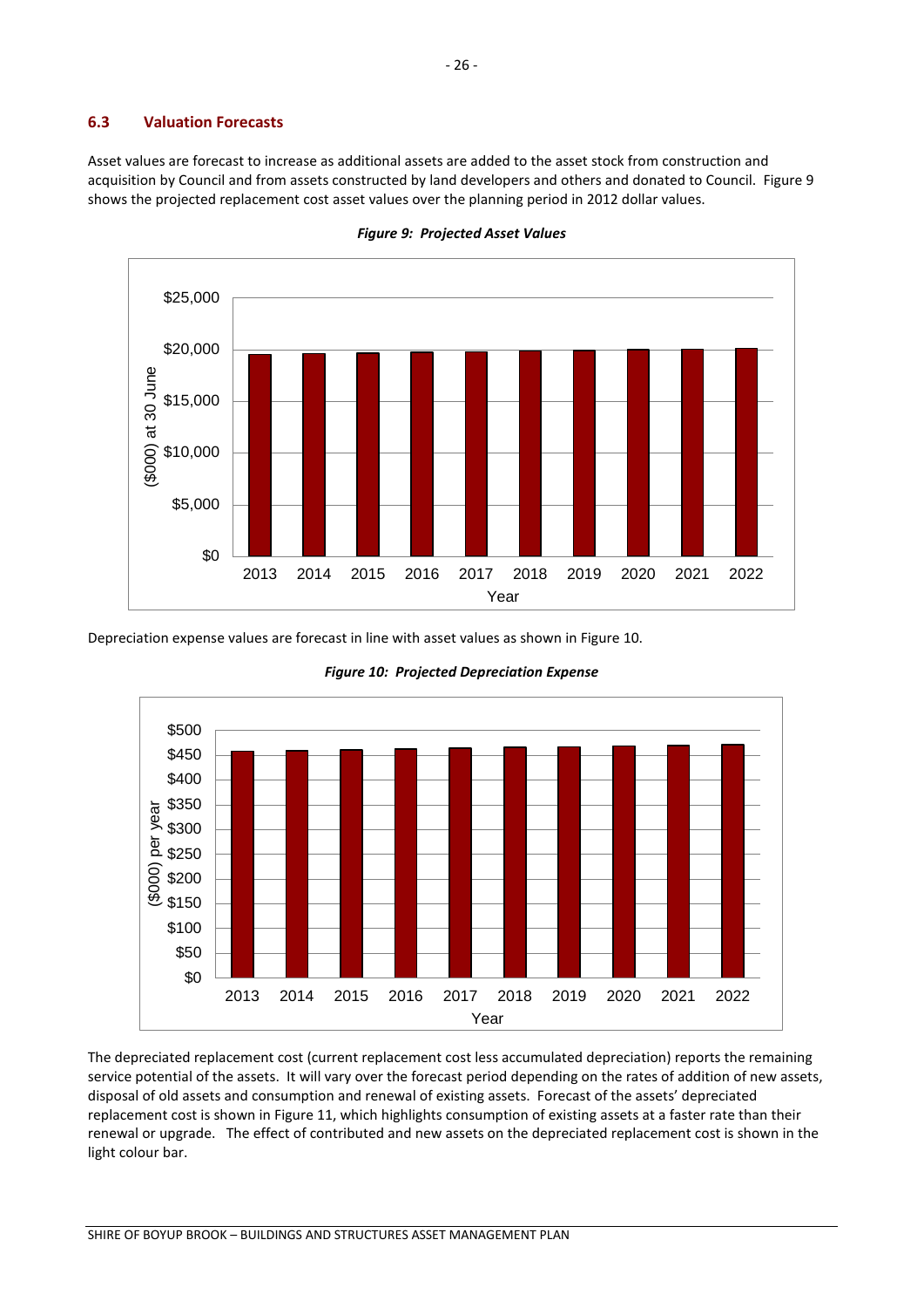### 6.3 Valuation Forecasts

Asset values are forecast to increase as additional assets are added to the asset stock from construction and acquisition by Council and from assets constructed by land developers and others and donated to Council. Figure 9 shows the projected replacement cost asset values over the planning period in 2012 dollar values.

***Figure 9: Projected Asset Values***

($000) at 30 June

$25,000
$20,000
$15,000
$10,000
$5,000
$0

2013 2014 2015 2016 2017 2018 2019 2020 2021 2022

Year

Depreciation expense values are forecast in line with asset values as shown in Figure 10.

***Figure 10: Projected Depreciation Expense***

($000) per year

$500
$450
$400
$350
$300
$250
$200
$150
$100
$50
$0

2013 2014 2015 2016 2017 2018 2019 2020 2021 2022

Year

The depreciated replacement cost (current replacement cost less accumulated depreciation) reports the remaining service potential of the assets. It will vary over the forecast period depending on the rates of addition of new assets, disposal of old assets and consumption and renewal of existing assets. Forecast of the assets' depreciated replacement cost is shown in Figure 11, which highlights consumption of existing assets at a faster rate than their renewal or upgrade. The effect of contributed and new assets on the depreciated replacement cost is shown in the light colour bar.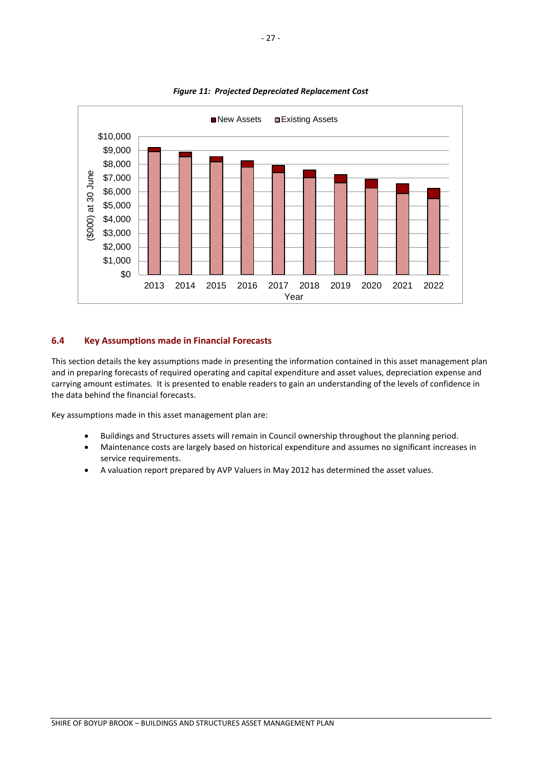*Figure 11: Projected Depreciated Replacement Cost*

New Assets
Existing Assets

$10,000
$9,000
$8,000
$7,000
$6,000
$5,000
$4,000
$3,000
$2,000
$1,000
$0

($000) at 30 June

2013
2014
2015
2016
2017
2018
2019
2020
2021
2022

Year

## 6.4 Key Assumptions made in Financial Forecasts

This section details the key assumptions made in presenting the information contained in this asset management plan and in preparing forecasts of required operating and capital expenditure and asset values, depreciation expense and carrying amount estimates. It is presented to enable readers to gain an understanding of the levels of confidence in the data behind the financial forecasts.

Key assumptions made in this asset management plan are:

- Buildings and Structures assets will remain in Council ownership throughout the planning period.
- Maintenance costs are largely based on historical expenditure and assumes no significant increases in service requirements.
- A valuation report prepared by AVP Valuers in May 2012 has determined the asset values.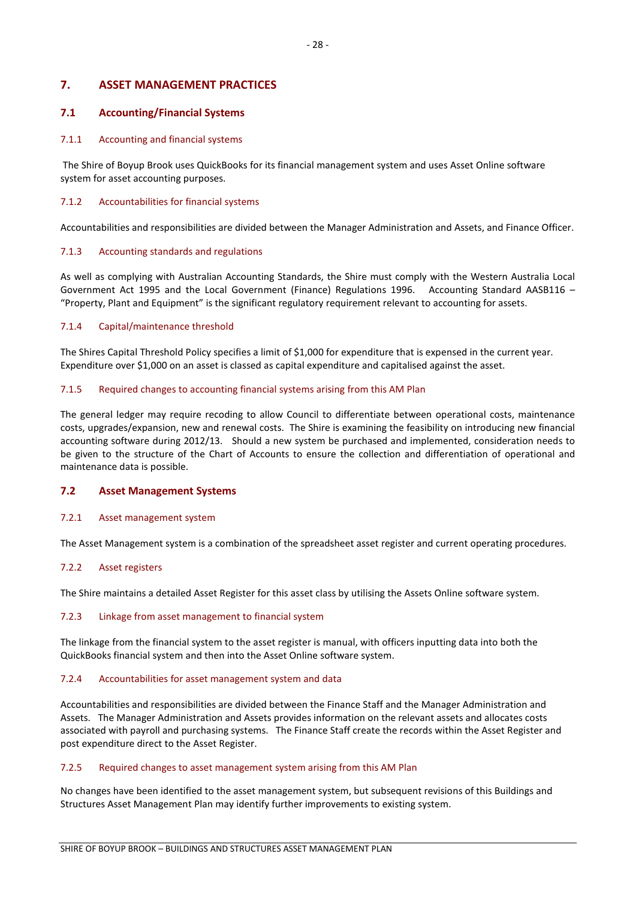## 7. ASSET MANAGEMENT PRACTICES

### 7.1 Accounting/Financial Systems

#### 7.1.1 Accounting and financial systems

The Shire of Boyup Brook uses QuickBooks for its financial management system and uses Asset Online software system for asset accounting purposes.

#### 7.1.2 Accountabilities for financial systems

Accountabilities and responsibilities are divided between the Manager Administration and Assets, and Finance Officer.

#### 7.1.3 Accounting standards and regulations

As well as complying with Australian Accounting Standards, the Shire must comply with the Western Australia Local Government Act 1995 and the Local Government (Finance) Regulations 1996. Accounting Standard AASB116 – "Property, Plant and Equipment" is the significant regulatory requirement relevant to accounting for assets.

#### 7.1.4 Capital/maintenance threshold

The Shires Capital Threshold Policy specifies a limit of $1,000 for expenditure that is expensed in the current year. Expenditure over $1,000 on an asset is classed as capital expenditure and capitalised against the asset.

#### 7.1.5 Required changes to accounting financial systems arising from this AM Plan

The general ledger may require recoding to allow Council to differentiate between operational costs, maintenance costs, upgrades/expansion, new and renewal costs. The Shire is examining the feasibility on introducing new financial accounting software during 2012/13. Should a new system be purchased and implemented, consideration needs to be given to the structure of the Chart of Accounts to ensure the collection and differentiation of operational and maintenance data is possible.

### 7.2 Asset Management Systems

#### 7.2.1 Asset management system

The Asset Management system is a combination of the spreadsheet asset register and current operating procedures.

#### 7.2.2 Asset registers

The Shire maintains a detailed Asset Register for this asset class by utilising the Assets Online software system.

#### 7.2.3 Linkage from asset management to financial system

The linkage from the financial system to the asset register is manual, with officers inputting data into both the QuickBooks financial system and then into the Asset Online software system.

#### 7.2.4 Accountabilities for asset management system and data

Accountabilities and responsibilities are divided between the Finance Staff and the Manager Administration and Assets. The Manager Administration and Assets provides information on the relevant assets and allocates costs associated with payroll and purchasing systems. The Finance Staff create the records within the Asset Register and post expenditure direct to the Asset Register.

#### 7.2.5 Required changes to asset management system arising from this AM Plan

No changes have been identified to the asset management system, but subsequent revisions of this Buildings and Structures Asset Management Plan may identify further improvements to existing system.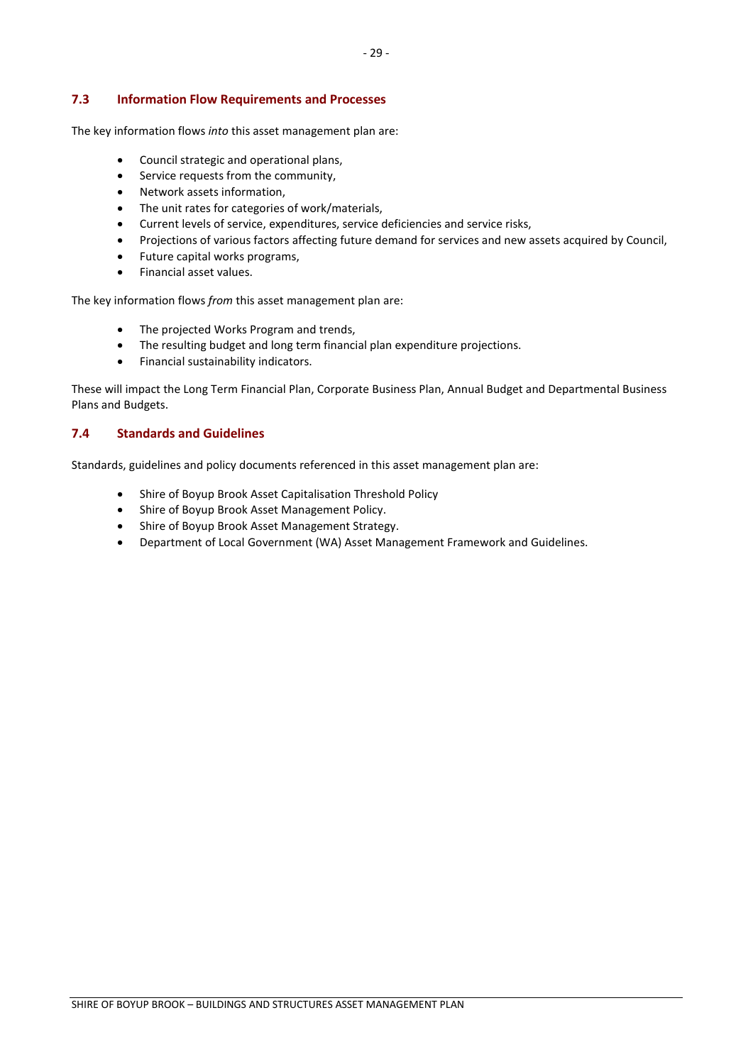## 7.3 Information Flow Requirements and Processes

The key information flows *into* this asset management plan are:

- Council strategic and operational plans,
- Service requests from the community,
- Network assets information,
- The unit rates for categories of work/materials,
- Current levels of service, expenditures, service deficiencies and service risks,
- Projections of various factors affecting future demand for services and new assets acquired by Council,
- Future capital works programs,
- Financial asset values.

The key information flows *from* this asset management plan are:

- The projected Works Program and trends,
- The resulting budget and long term financial plan expenditure projections.
- Financial sustainability indicators.

These will impact the Long Term Financial Plan, Corporate Business Plan, Annual Budget and Departmental Business Plans and Budgets.

## 7.4 Standards and Guidelines

Standards, guidelines and policy documents referenced in this asset management plan are:

- Shire of Boyup Brook Asset Capitalisation Threshold Policy
- Shire of Boyup Brook Asset Management Policy.
- Shire of Boyup Brook Asset Management Strategy.
- Department of Local Government (WA) Asset Management Framework and Guidelines.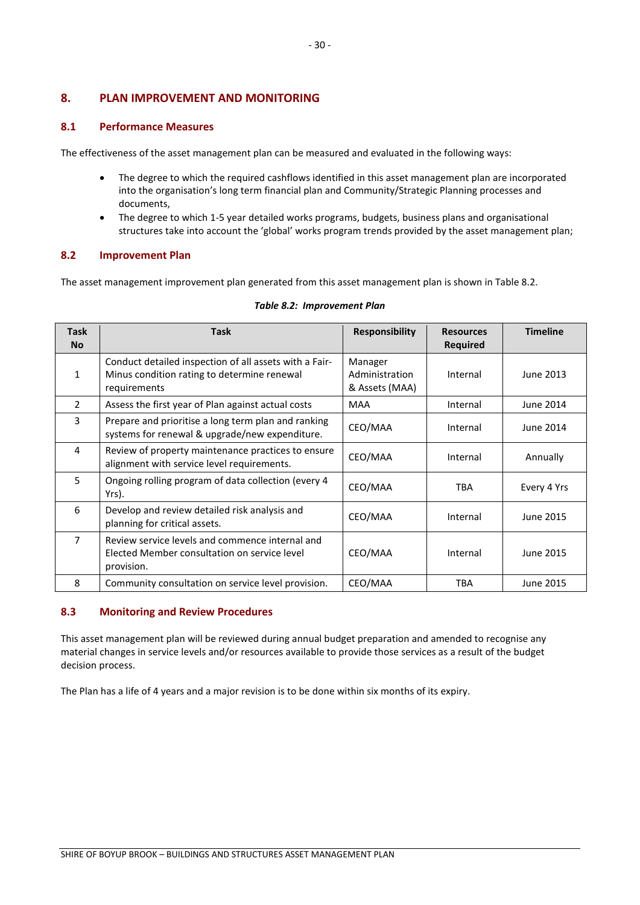## 8. PLAN IMPROVEMENT AND MONITORING

### 8.1 Performance Measures

The effectiveness of the asset management plan can be measured and evaluated in the following ways:

- The degree to which the required cashflows identified in this asset management plan are incorporated into the organisation's long term financial plan and Community/Strategic Planning processes and documents,
- The degree to which 1-5 year detailed works programs, budgets, business plans and organisational structures take into account the 'global' works program trends provided by the asset management plan;

### 8.2 Improvement Plan

The asset management improvement plan generated from this asset management plan is shown in Table 8.2.

***Table 8.2: Improvement Plan***

| Task No | Task | Responsibility | Resources Required | Timeline |
|---|---|---|---|---|
| 1 | Conduct detailed inspection of all assets with a Fair-Minus condition rating to determine renewal requirements | Manager Administration & Assets (MAA) | Internal | June 2013 |
| 2 | Assess the first year of Plan against actual costs | MAA | Internal | June 2014 |
| 3 | Prepare and prioritise a long term plan and ranking systems for renewal & upgrade/new expenditure. | CEO/MAA | Internal | June 2014 |
| 4 | Review of property maintenance practices to ensure alignment with service level requirements. | CEO/MAA | Internal | Annually |
| 5 | Ongoing rolling program of data collection (every 4 Yrs). | CEO/MAA | TBA | Every 4 Yrs |
| 6 | Develop and review detailed risk analysis and planning for critical assets. | CEO/MAA | Internal | June 2015 |
| 7 | Review service levels and commence internal and Elected Member consultation on service level provision. | CEO/MAA | Internal | June 2015 |
| 8 | Community consultation on service level provision. | CEO/MAA | TBA | June 2015 |

### 8.3 Monitoring and Review Procedures

This asset management plan will be reviewed during annual budget preparation and amended to recognise any material changes in service levels and/or resources available to provide those services as a result of the budget decision process.

The Plan has a life of 4 years and a major revision is to be done within six months of its expiry.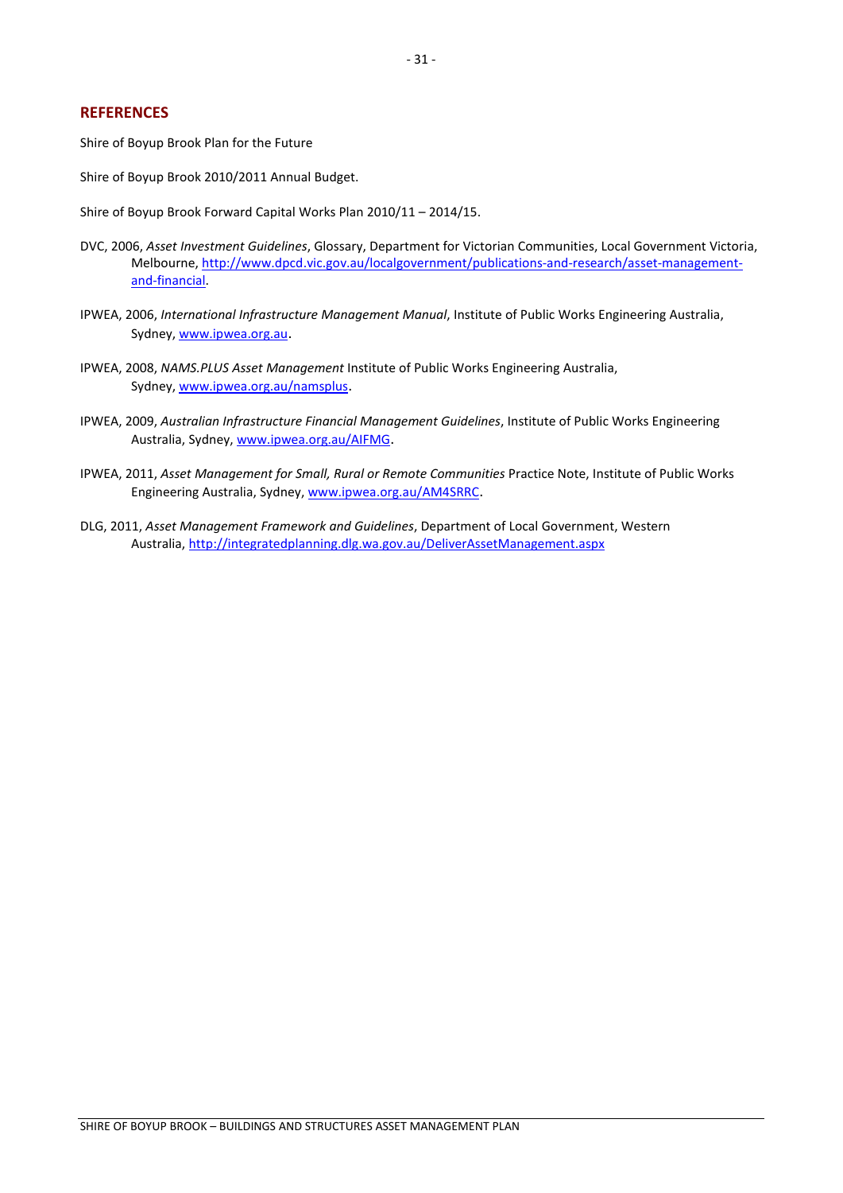## REFERENCES

Shire of Boyup Brook Plan for the Future

Shire of Boyup Brook 2010/2011 Annual Budget.

Shire of Boyup Brook Forward Capital Works Plan 2010/11 – 2014/15.

DVC, 2006, *Asset Investment Guidelines*, Glossary, Department for Victorian Communities, Local Government Victoria, Melbourne, http://www.dpcd.vic.gov.au/localgovernment/publications-and-research/asset-management-and-financial.

IPWEA, 2006, *International Infrastructure Management Manual*, Institute of Public Works Engineering Australia, Sydney, www.ipwea.org.au.

IPWEA, 2008, *NAMS.PLUS Asset Management* Institute of Public Works Engineering Australia, Sydney, www.ipwea.org.au/namsplus.

IPWEA, 2009, *Australian Infrastructure Financial Management Guidelines*, Institute of Public Works Engineering Australia, Sydney, www.ipwea.org.au/AIFMG.

IPWEA, 2011, *Asset Management for Small, Rural or Remote Communities* Practice Note, Institute of Public Works Engineering Australia, Sydney, www.ipwea.org.au/AM4SRRC.

DLG, 2011, *Asset Management Framework and Guidelines*, Department of Local Government, Western Australia, http://integratedplanning.dlg.wa.gov.au/DeliverAssetManagement.aspx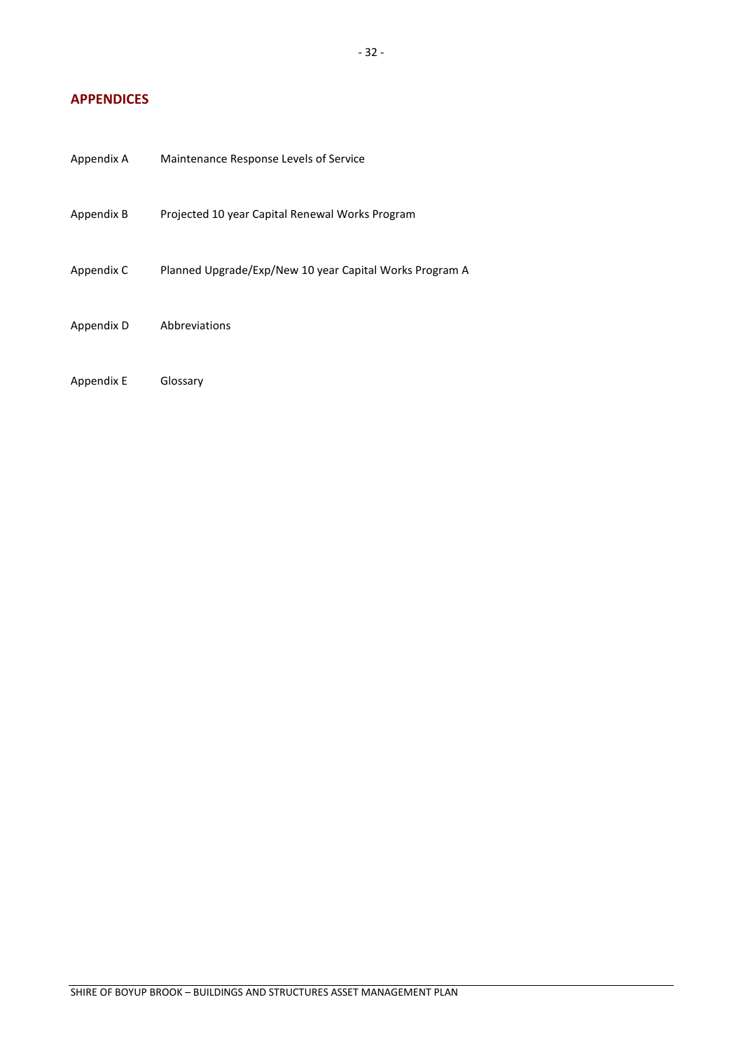## APPENDICES

| | |
|---|---|
| Appendix A | Maintenance Response Levels of Service |
| Appendix B | Projected 10 year Capital Renewal Works Program |
| Appendix C | Planned Upgrade/Exp/New 10 year Capital Works Program A |
| Appendix D | Abbreviations |
| Appendix E | Glossary |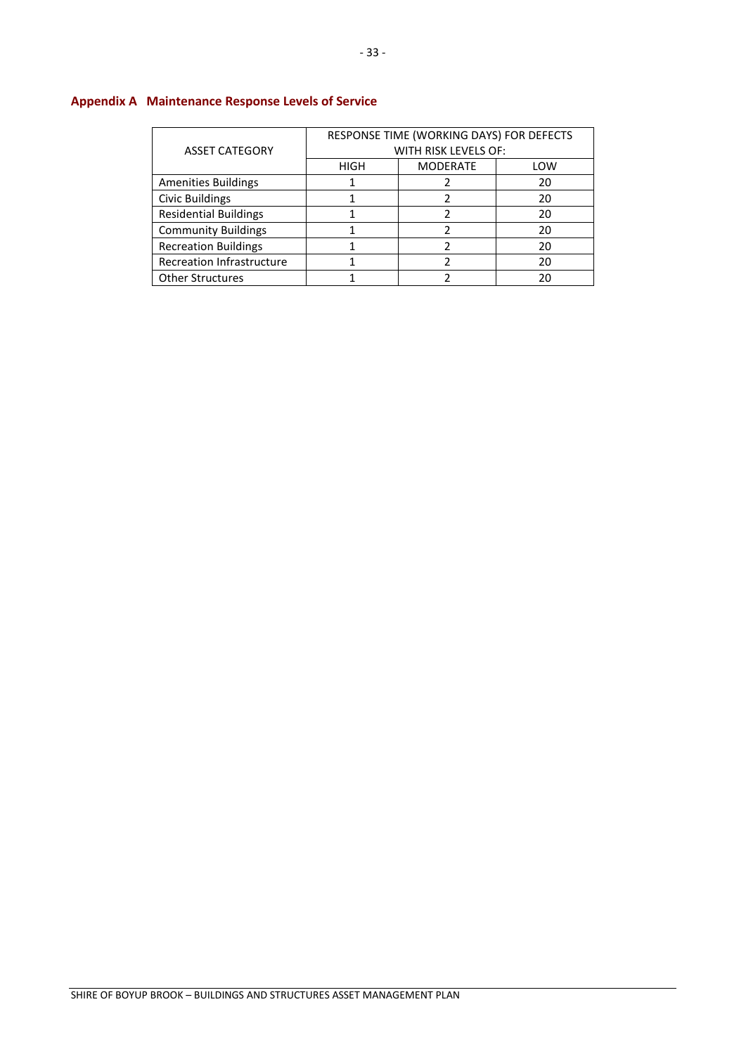## Appendix A   Maintenance Response Levels of Service

| ASSET CATEGORY | RESPONSE TIME (WORKING DAYS) FOR DEFECTS WITH RISK LEVELS OF: | | |
|---|---|---|---|
| | HIGH | MODERATE | LOW |
| Amenities Buildings | 1 | 2 | 20 |
| Civic Buildings | 1 | 2 | 20 |
| Residential Buildings | 1 | 2 | 20 |
| Community Buildings | 1 | 2 | 20 |
| Recreation Buildings | 1 | 2 | 20 |
| Recreation Infrastructure | 1 | 2 | 20 |
| Other Structures | 1 | 2 | 20 |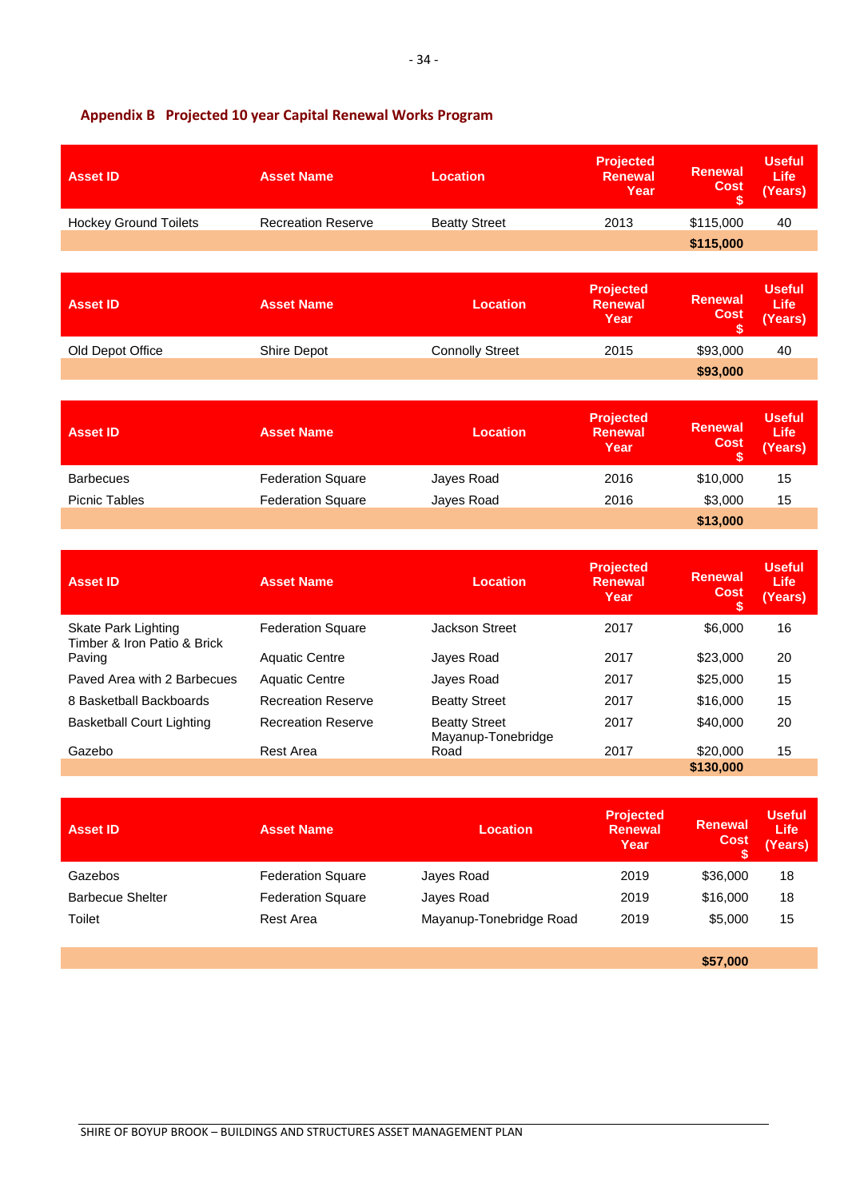## Appendix B Projected 10 year Capital Renewal Works Program

| Asset ID | Asset Name | Location | Projected Renewal Year | Renewal Cost $ | Useful Life (Years) |
|---|---|---|---|---|---|
| Hockey Ground Toilets | Recreation Reserve | Beatty Street | 2013 | $115,000 | 40 |
| | | | | **$115,000** | |

| Asset ID | Asset Name | Location | Projected Renewal Year | Renewal Cost $ | Useful Life (Years) |
|---|---|---|---|---|---|
| Old Depot Office | Shire Depot | Connolly Street | 2015 | $93,000 | 40 |
| | | | | **$93,000** | |

| Asset ID | Asset Name | Location | Projected Renewal Year | Renewal Cost $ | Useful Life (Years) |
|---|---|---|---|---|---|
| Barbecues | Federation Square | Jayes Road | 2016 | $10,000 | 15 |
| Picnic Tables | Federation Square | Jayes Road | 2016 | $3,000 | 15 |
| | | | | **$13,000** | |

| Asset ID | Asset Name | Location | Projected Renewal Year | Renewal Cost $ | Useful Life (Years) |
|---|---|---|---|---|---|
| Skate Park Lighting | Federation Square | Jackson Street | 2017 | $6,000 | 16 |
| Timber & Iron Patio & Brick Paving | Aquatic Centre | Jayes Road | 2017 | $23,000 | 20 |
| Paved Area with 2 Barbecues | Aquatic Centre | Jayes Road | 2017 | $25,000 | 15 |
| 8 Basketball Backboards | Recreation Reserve | Beatty Street | 2017 | $16,000 | 15 |
| Basketball Court Lighting | Recreation Reserve | Beatty Street | 2017 | $40,000 | 20 |
| Gazebo | Rest Area | Mayanup-Tonebridge Road | 2017 | $20,000 | 15 |
| | | | | **$130,000** | |

| Asset ID | Asset Name | Location | Projected Renewal Year | Renewal Cost $ | Useful Life (Years) |
|---|---|---|---|---|---|
| Gazebos | Federation Square | Jayes Road | 2019 | $36,000 | 18 |
| Barbecue Shelter | Federation Square | Jayes Road | 2019 | $16,000 | 18 |
| Toilet | Rest Area | Mayanup-Tonebridge Road | 2019 | $5,000 | 15 |
| | | | | **$57,000** | |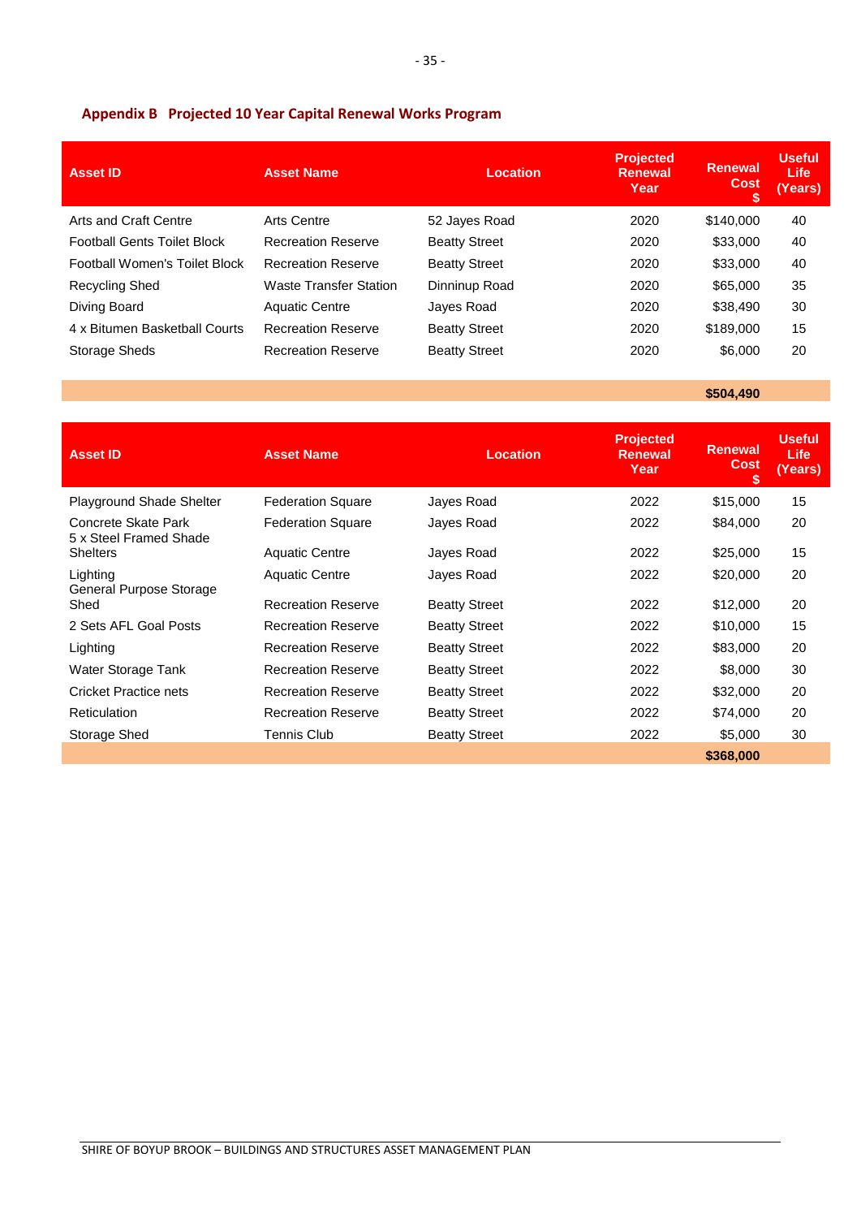## Appendix B Projected 10 Year Capital Renewal Works Program

| Asset ID | Asset Name | Location | Projected Renewal Year | Renewal Cost $ | Useful Life (Years) |
|---|---|---|---|---|---|
| Arts and Craft Centre | Arts Centre | 52 Jayes Road | 2020 | $140,000 | 40 |
| Football Gents Toilet Block | Recreation Reserve | Beatty Street | 2020 | $33,000 | 40 |
| Football Women's Toilet Block | Recreation Reserve | Beatty Street | 2020 | $33,000 | 40 |
| Recycling Shed | Waste Transfer Station | Dinninup Road | 2020 | $65,000 | 35 |
| Diving Board | Aquatic Centre | Jayes Road | 2020 | $38,490 | 30 |
| 4 x Bitumen Basketball Courts | Recreation Reserve | Beatty Street | 2020 | $189,000 | 15 |
| Storage Sheds | Recreation Reserve | Beatty Street | 2020 | $6,000 | 20 |
| | | | | **$504,490** | |

| Asset ID | Asset Name | Location | Projected Renewal Year | Renewal Cost $ | Useful Life (Years) |
|---|---|---|---|---|---|
| Playground Shade Shelter | Federation Square | Jayes Road | 2022 | $15,000 | 15 |
| Concrete Skate Park | Federation Square | Jayes Road | 2022 | $84,000 | 20 |
| 5 x Steel Framed Shade Shelters | Aquatic Centre | Jayes Road | 2022 | $25,000 | 15 |
| Lighting | Aquatic Centre | Jayes Road | 2022 | $20,000 | 20 |
| General Purpose Storage Shed | Recreation Reserve | Beatty Street | 2022 | $12,000 | 20 |
| 2 Sets AFL Goal Posts | Recreation Reserve | Beatty Street | 2022 | $10,000 | 15 |
| Lighting | Recreation Reserve | Beatty Street | 2022 | $83,000 | 20 |
| Water Storage Tank | Recreation Reserve | Beatty Street | 2022 | $8,000 | 30 |
| Cricket Practice nets | Recreation Reserve | Beatty Street | 2022 | $32,000 | 20 |
| Reticulation | Recreation Reserve | Beatty Street | 2022 | $74,000 | 20 |
| Storage Shed | Tennis Club | Beatty Street | 2022 | $5,000 | 30 |
| | | | | **$368,000** | |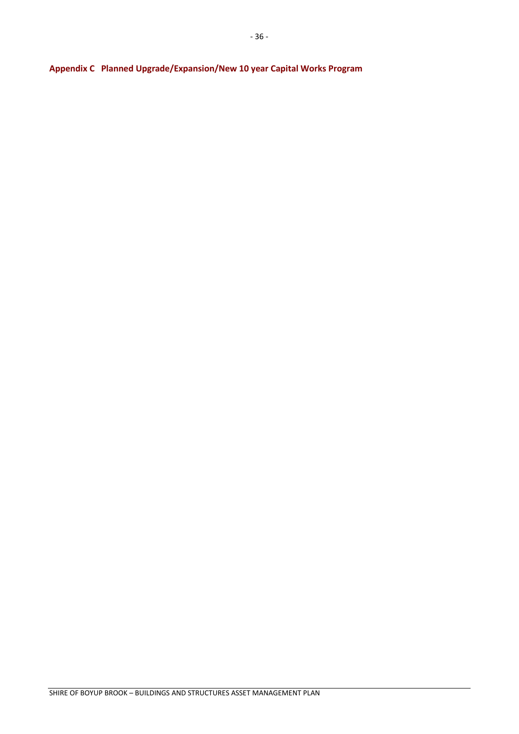## Appendix C Planned Upgrade/Expansion/New 10 year Capital Works Program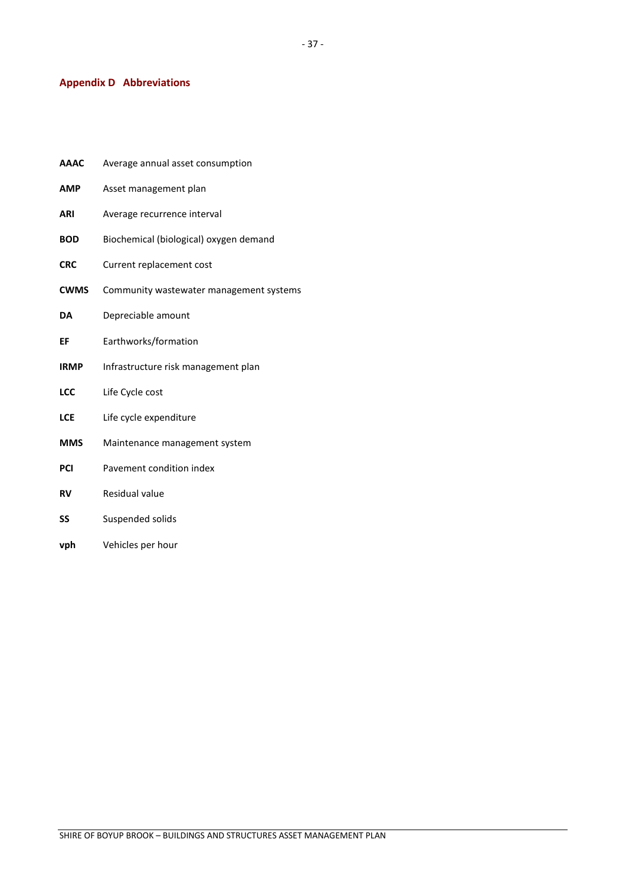## Appendix D Abbreviations

**AAAC** Average annual asset consumption

**AMP** Asset management plan

**ARI** Average recurrence interval

**BOD** Biochemical (biological) oxygen demand

**CRC** Current replacement cost

**CWMS** Community wastewater management systems

**DA** Depreciable amount

**EF** Earthworks/formation

**IRMP** Infrastructure risk management plan

**LCC** Life Cycle cost

**LCE** Life cycle expenditure

**MMS** Maintenance management system

**PCI** Pavement condition index

**RV** Residual value

**SS** Suspended solids

**vph** Vehicles per hour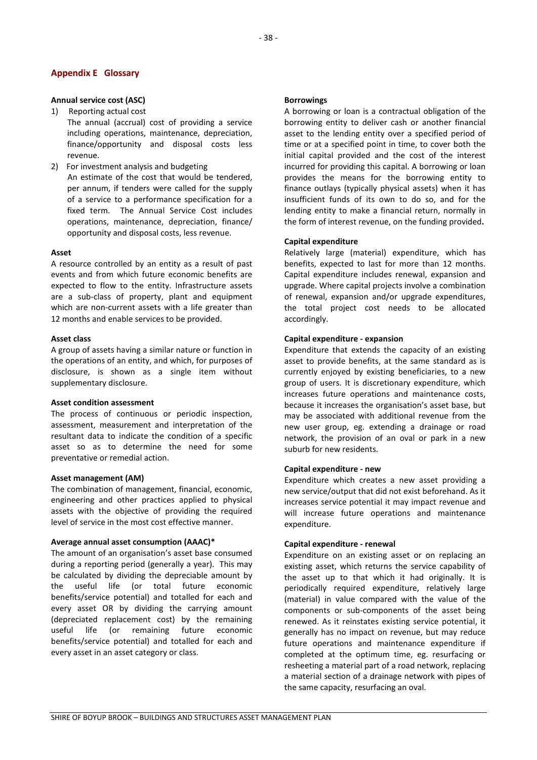## Appendix E Glossary

**Annual service cost (ASC)**

1) Reporting actual cost
   The annual (accrual) cost of providing a service including operations, maintenance, depreciation, finance/opportunity and disposal costs less revenue.
2) For investment analysis and budgeting
   An estimate of the cost that would be tendered, per annum, if tenders were called for the supply of a service to a performance specification for a fixed term. The Annual Service Cost includes operations, maintenance, depreciation, finance/ opportunity and disposal costs, less revenue.

**Asset**

A resource controlled by an entity as a result of past events and from which future economic benefits are expected to flow to the entity. Infrastructure assets are a sub-class of property, plant and equipment which are non-current assets with a life greater than 12 months and enable services to be provided.

**Asset class**

A group of assets having a similar nature or function in the operations of an entity, and which, for purposes of disclosure, is shown as a single item without supplementary disclosure.

**Asset condition assessment**

The process of continuous or periodic inspection, assessment, measurement and interpretation of the resultant data to indicate the condition of a specific asset so as to determine the need for some preventative or remedial action.

**Asset management (AM)**

The combination of management, financial, economic, engineering and other practices applied to physical assets with the objective of providing the required level of service in the most cost effective manner.

**Average annual asset consumption (AAAC)***

The amount of an organisation's asset base consumed during a reporting period (generally a year). This may be calculated by dividing the depreciable amount by the useful life (or total future economic benefits/service potential) and totalled for each and every asset OR by dividing the carrying amount (depreciated replacement cost) by the remaining useful life (or remaining future economic benefits/service potential) and totalled for each and every asset in an asset category or class.

**Borrowings**

A borrowing or loan is a contractual obligation of the borrowing entity to deliver cash or another financial asset to the lending entity over a specified period of time or at a specified point in time, to cover both the initial capital provided and the cost of the interest incurred for providing this capital. A borrowing or loan provides the means for the borrowing entity to finance outlays (typically physical assets) when it has insufficient funds of its own to do so, and for the lending entity to make a financial return, normally in the form of interest revenue, on the funding provided.

**Capital expenditure**

Relatively large (material) expenditure, which has benefits, expected to last for more than 12 months. Capital expenditure includes renewal, expansion and upgrade. Where capital projects involve a combination of renewal, expansion and/or upgrade expenditures, the total project cost needs to be allocated accordingly.

**Capital expenditure - expansion**

Expenditure that extends the capacity of an existing asset to provide benefits, at the same standard as is currently enjoyed by existing beneficiaries, to a new group of users. It is discretionary expenditure, which increases future operations and maintenance costs, because it increases the organisation's asset base, but may be associated with additional revenue from the new user group, eg. extending a drainage or road network, the provision of an oval or park in a new suburb for new residents.

**Capital expenditure - new**

Expenditure which creates a new asset providing a new service/output that did not exist beforehand. As it increases service potential it may impact revenue and will increase future operations and maintenance expenditure.

**Capital expenditure - renewal**

Expenditure on an existing asset or on replacing an existing asset, which returns the service capability of the asset up to that which it had originally. It is periodically required expenditure, relatively large (material) in value compared with the value of the components or sub-components of the asset being renewed. As it reinstates existing service potential, it generally has no impact on revenue, but may reduce future operations and maintenance expenditure if completed at the optimum time, eg. resurfacing or resheeting a material part of a road network, replacing a material section of a drainage network with pipes of the same capacity, resurfacing an oval.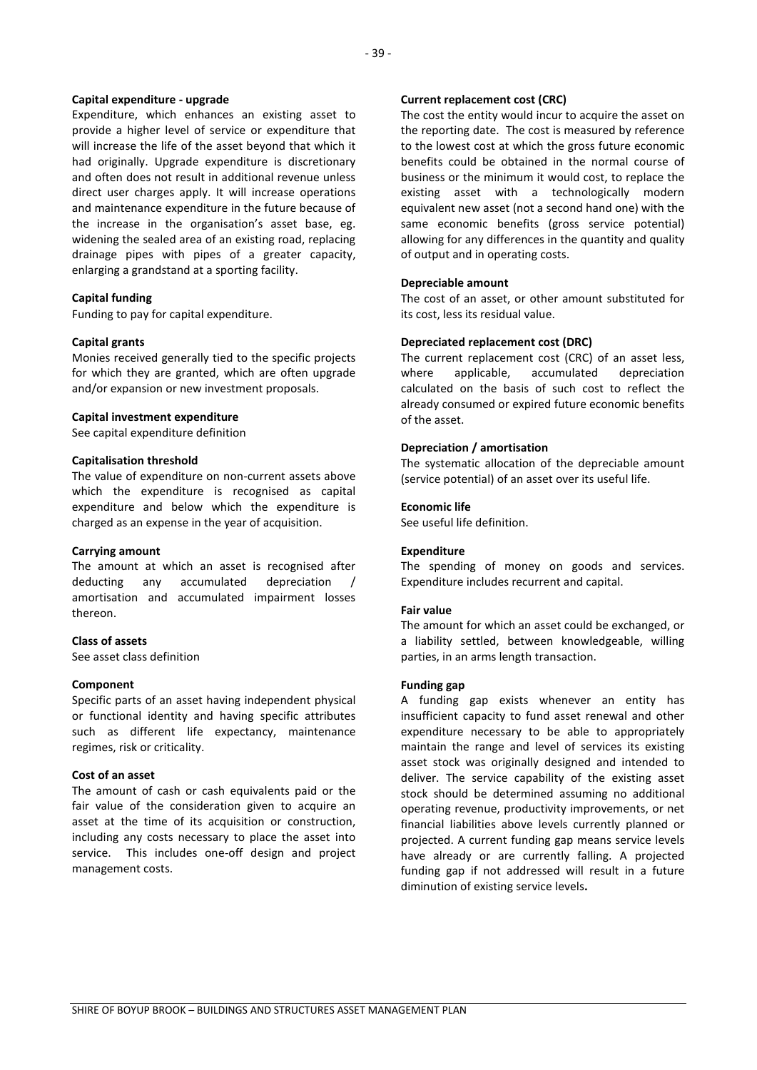**Capital expenditure - upgrade**

Expenditure, which enhances an existing asset to provide a higher level of service or expenditure that will increase the life of the asset beyond that which it had originally. Upgrade expenditure is discretionary and often does not result in additional revenue unless direct user charges apply. It will increase operations and maintenance expenditure in the future because of the increase in the organisation's asset base, eg. widening the sealed area of an existing road, replacing drainage pipes with pipes of a greater capacity, enlarging a grandstand at a sporting facility.

**Capital funding**

Funding to pay for capital expenditure.

**Capital grants**

Monies received generally tied to the specific projects for which they are granted, which are often upgrade and/or expansion or new investment proposals.

**Capital investment expenditure**

See capital expenditure definition

**Capitalisation threshold**

The value of expenditure on non-current assets above which the expenditure is recognised as capital expenditure and below which the expenditure is charged as an expense in the year of acquisition.

**Carrying amount**

The amount at which an asset is recognised after deducting any accumulated depreciation / amortisation and accumulated impairment losses thereon.

**Class of assets**

See asset class definition

**Component**

Specific parts of an asset having independent physical or functional identity and having specific attributes such as different life expectancy, maintenance regimes, risk or criticality.

**Cost of an asset**

The amount of cash or cash equivalents paid or the fair value of the consideration given to acquire an asset at the time of its acquisition or construction, including any costs necessary to place the asset into service. This includes one-off design and project management costs.

**Current replacement cost (CRC)**

The cost the entity would incur to acquire the asset on the reporting date. The cost is measured by reference to the lowest cost at which the gross future economic benefits could be obtained in the normal course of business or the minimum it would cost, to replace the existing asset with a technologically modern equivalent new asset (not a second hand one) with the same economic benefits (gross service potential) allowing for any differences in the quantity and quality of output and in operating costs.

**Depreciable amount**

The cost of an asset, or other amount substituted for its cost, less its residual value.

**Depreciated replacement cost (DRC)**

The current replacement cost (CRC) of an asset less, where applicable, accumulated depreciation calculated on the basis of such cost to reflect the already consumed or expired future economic benefits of the asset.

**Depreciation / amortisation**

The systematic allocation of the depreciable amount (service potential) of an asset over its useful life.

**Economic life**

See useful life definition.

**Expenditure**

The spending of money on goods and services. Expenditure includes recurrent and capital.

**Fair value**

The amount for which an asset could be exchanged, or a liability settled, between knowledgeable, willing parties, in an arms length transaction.

**Funding gap**

A funding gap exists whenever an entity has insufficient capacity to fund asset renewal and other expenditure necessary to be able to appropriately maintain the range and level of services its existing asset stock was originally designed and intended to deliver. The service capability of the existing asset stock should be determined assuming no additional operating revenue, productivity improvements, or net financial liabilities above levels currently planned or projected. A current funding gap means service levels have already or are currently falling. A projected funding gap if not addressed will result in a future diminution of existing service levels.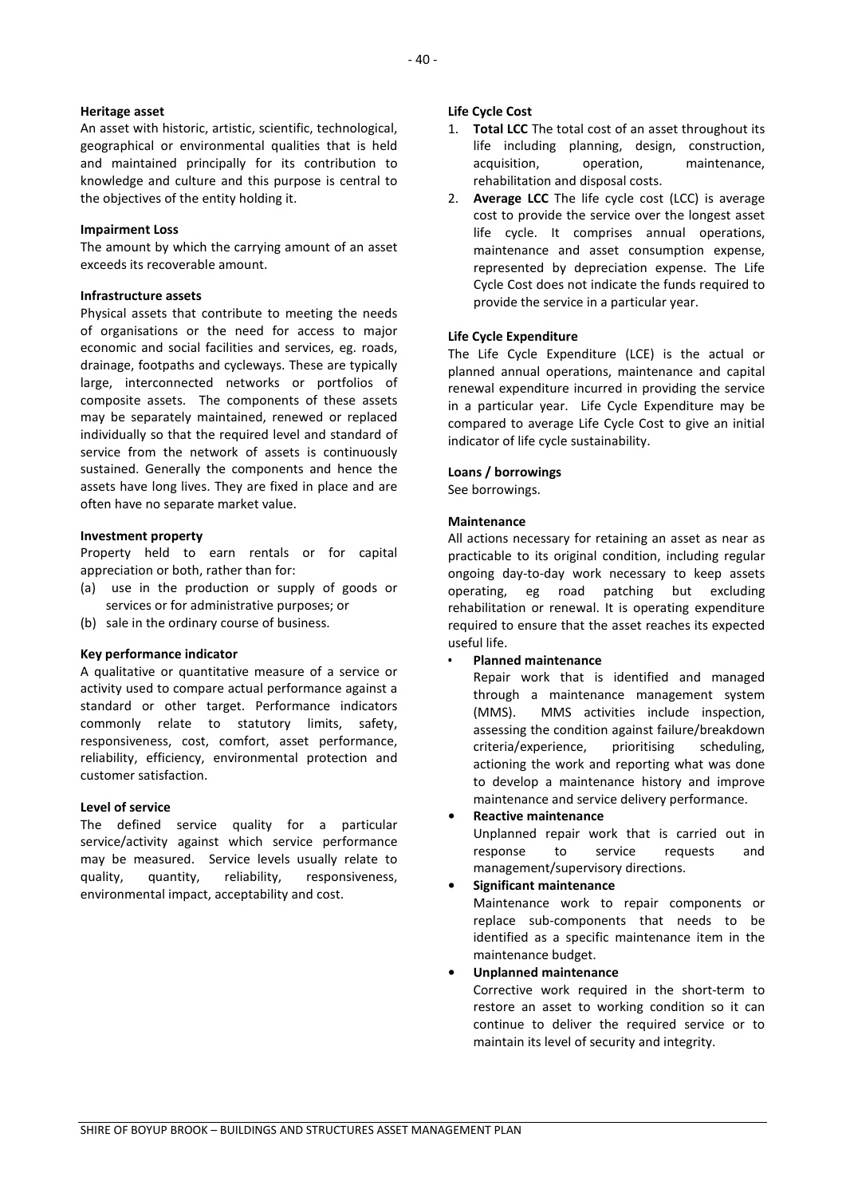**Heritage asset**

An asset with historic, artistic, scientific, technological, geographical or environmental qualities that is held and maintained principally for its contribution to knowledge and culture and this purpose is central to the objectives of the entity holding it.

**Impairment Loss**

The amount by which the carrying amount of an asset exceeds its recoverable amount.

**Infrastructure assets**

Physical assets that contribute to meeting the needs of organisations or the need for access to major economic and social facilities and services, eg. roads, drainage, footpaths and cycleways. These are typically large, interconnected networks or portfolios of composite assets. The components of these assets may be separately maintained, renewed or replaced individually so that the required level and standard of service from the network of assets is continuously sustained. Generally the components and hence the assets have long lives. They are fixed in place and are often have no separate market value.

**Investment property**

Property held to earn rentals or for capital appreciation or both, rather than for:

(a) use in the production or supply of goods or services or for administrative purposes; or
(b) sale in the ordinary course of business.

**Key performance indicator**

A qualitative or quantitative measure of a service or activity used to compare actual performance against a standard or other target. Performance indicators commonly relate to statutory limits, safety, responsiveness, cost, comfort, asset performance, reliability, efficiency, environmental protection and customer satisfaction.

**Level of service**

The defined service quality for a particular service/activity against which service performance may be measured. Service levels usually relate to quality, quantity, reliability, responsiveness, environmental impact, acceptability and cost.

**Life Cycle Cost**

1. **Total LCC** The total cost of an asset throughout its life including planning, design, construction, acquisition, operation, maintenance, rehabilitation and disposal costs.
2. **Average LCC** The life cycle cost (LCC) is average cost to provide the service over the longest asset life cycle. It comprises annual operations, maintenance and asset consumption expense, represented by depreciation expense. The Life Cycle Cost does not indicate the funds required to provide the service in a particular year.

**Life Cycle Expenditure**

The Life Cycle Expenditure (LCE) is the actual or planned annual operations, maintenance and capital renewal expenditure incurred in providing the service in a particular year. Life Cycle Expenditure may be compared to average Life Cycle Cost to give an initial indicator of life cycle sustainability.

**Loans / borrowings**

See borrowings.

**Maintenance**

All actions necessary for retaining an asset as near as practicable to its original condition, including regular ongoing day-to-day work necessary to keep assets operating, eg road patching but excluding rehabilitation or renewal. It is operating expenditure required to ensure that the asset reaches its expected useful life.

- **Planned maintenance**
  Repair work that is identified and managed through a maintenance management system (MMS). MMS activities include inspection, assessing the condition against failure/breakdown criteria/experience, prioritising scheduling, actioning the work and reporting what was done to develop a maintenance history and improve maintenance and service delivery performance.
- **Reactive maintenance**
  Unplanned repair work that is carried out in response to service requests and management/supervisory directions.
- **Significant maintenance**
  Maintenance work to repair components or replace sub-components that needs to be identified as a specific maintenance item in the maintenance budget.
- **Unplanned maintenance**
  Corrective work required in the short-term to restore an asset to working condition so it can continue to deliver the required service or to maintain its level of security and integrity.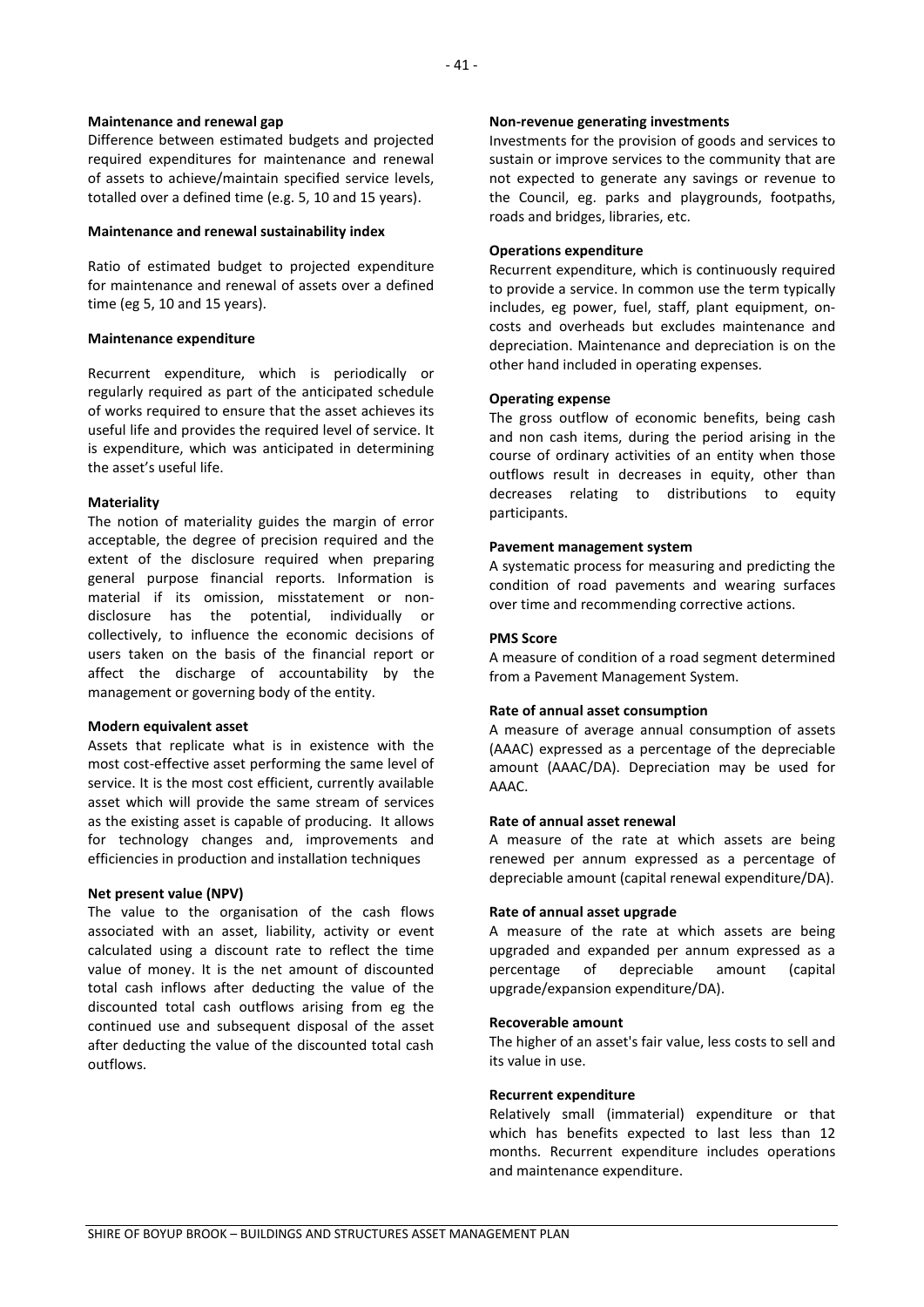**Maintenance and renewal gap**

Difference between estimated budgets and projected required expenditures for maintenance and renewal of assets to achieve/maintain specified service levels, totalled over a defined time (e.g. 5, 10 and 15 years).

**Maintenance and renewal sustainability index**

Ratio of estimated budget to projected expenditure for maintenance and renewal of assets over a defined time (eg 5, 10 and 15 years).

**Maintenance expenditure**

Recurrent expenditure, which is periodically or regularly required as part of the anticipated schedule of works required to ensure that the asset achieves its useful life and provides the required level of service. It is expenditure, which was anticipated in determining the asset's useful life.

**Materiality**

The notion of materiality guides the margin of error acceptable, the degree of precision required and the extent of the disclosure required when preparing general purpose financial reports. Information is material if its omission, misstatement or non-disclosure has the potential, individually or collectively, to influence the economic decisions of users taken on the basis of the financial report or affect the discharge of accountability by the management or governing body of the entity.

**Modern equivalent asset**

Assets that replicate what is in existence with the most cost-effective asset performing the same level of service. It is the most cost efficient, currently available asset which will provide the same stream of services as the existing asset is capable of producing. It allows for technology changes and, improvements and efficiencies in production and installation techniques

**Net present value (NPV)**

The value to the organisation of the cash flows associated with an asset, liability, activity or event calculated using a discount rate to reflect the time value of money. It is the net amount of discounted total cash inflows after deducting the value of the discounted total cash outflows arising from eg the continued use and subsequent disposal of the asset after deducting the value of the discounted total cash outflows.

**Non-revenue generating investments**

Investments for the provision of goods and services to sustain or improve services to the community that are not expected to generate any savings or revenue to the Council, eg. parks and playgrounds, footpaths, roads and bridges, libraries, etc.

**Operations expenditure**

Recurrent expenditure, which is continuously required to provide a service. In common use the term typically includes, eg power, fuel, staff, plant equipment, on-costs and overheads but excludes maintenance and depreciation. Maintenance and depreciation is on the other hand included in operating expenses.

**Operating expense**

The gross outflow of economic benefits, being cash and non cash items, during the period arising in the course of ordinary activities of an entity when those outflows result in decreases in equity, other than decreases relating to distributions to equity participants.

**Pavement management system**

A systematic process for measuring and predicting the condition of road pavements and wearing surfaces over time and recommending corrective actions.

**PMS Score**

A measure of condition of a road segment determined from a Pavement Management System.

**Rate of annual asset consumption**

A measure of average annual consumption of assets (AAAC) expressed as a percentage of the depreciable amount (AAAC/DA). Depreciation may be used for AAAC.

**Rate of annual asset renewal**

A measure of the rate at which assets are being renewed per annum expressed as a percentage of depreciable amount (capital renewal expenditure/DA).

**Rate of annual asset upgrade**

A measure of the rate at which assets are being upgraded and expanded per annum expressed as a percentage of depreciable amount (capital upgrade/expansion expenditure/DA).

**Recoverable amount**

The higher of an asset's fair value, less costs to sell and its value in use.

**Recurrent expenditure**

Relatively small (immaterial) expenditure or that which has benefits expected to last less than 12 months. Recurrent expenditure includes operations and maintenance expenditure.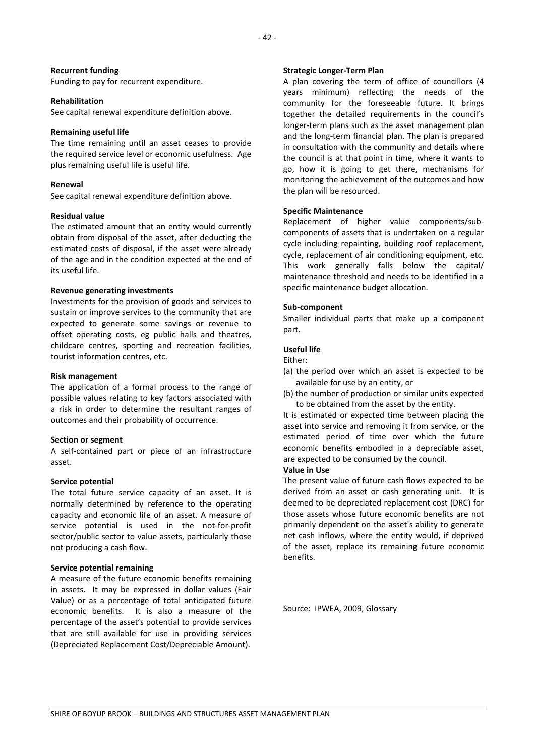**Recurrent funding**

Funding to pay for recurrent expenditure.

**Rehabilitation**

See capital renewal expenditure definition above.

**Remaining useful life**

The time remaining until an asset ceases to provide the required service level or economic usefulness. Age plus remaining useful life is useful life.

**Renewal**

See capital renewal expenditure definition above.

**Residual value**

The estimated amount that an entity would currently obtain from disposal of the asset, after deducting the estimated costs of disposal, if the asset were already of the age and in the condition expected at the end of its useful life.

**Revenue generating investments**

Investments for the provision of goods and services to sustain or improve services to the community that are expected to generate some savings or revenue to offset operating costs, eg public halls and theatres, childcare centres, sporting and recreation facilities, tourist information centres, etc.

**Risk management**

The application of a formal process to the range of possible values relating to key factors associated with a risk in order to determine the resultant ranges of outcomes and their probability of occurrence.

**Section or segment**

A self-contained part or piece of an infrastructure asset.

**Service potential**

The total future service capacity of an asset. It is normally determined by reference to the operating capacity and economic life of an asset. A measure of service potential is used in the not-for-profit sector/public sector to value assets, particularly those not producing a cash flow.

**Service potential remaining**

A measure of the future economic benefits remaining in assets. It may be expressed in dollar values (Fair Value) or as a percentage of total anticipated future economic benefits. It is also a measure of the percentage of the asset's potential to provide services that are still available for use in providing services (Depreciated Replacement Cost/Depreciable Amount).

**Strategic Longer-Term Plan**

A plan covering the term of office of councillors (4 years minimum) reflecting the needs of the community for the foreseeable future. It brings together the detailed requirements in the council's longer-term plans such as the asset management plan and the long-term financial plan. The plan is prepared in consultation with the community and details where the council is at that point in time, where it wants to go, how it is going to get there, mechanisms for monitoring the achievement of the outcomes and how the plan will be resourced.

**Specific Maintenance**

Replacement of higher value components/sub-components of assets that is undertaken on a regular cycle including repainting, building roof replacement, cycle, replacement of air conditioning equipment, etc. This work generally falls below the capital/ maintenance threshold and needs to be identified in a specific maintenance budget allocation.

**Sub-component**

Smaller individual parts that make up a component part.

**Useful life**

Either:

(a) the period over which an asset is expected to be available for use by an entity, or
(b) the number of production or similar units expected to be obtained from the asset by the entity.

It is estimated or expected time between placing the asset into service and removing it from service, or the estimated period of time over which the future economic benefits embodied in a depreciable asset, are expected to be consumed by the council.

**Value in Use**

The present value of future cash flows expected to be derived from an asset or cash generating unit. It is deemed to be depreciated replacement cost (DRC) for those assets whose future economic benefits are not primarily dependent on the asset's ability to generate net cash inflows, where the entity would, if deprived of the asset, replace its remaining future economic benefits.

Source: IPWEA, 2009, Glossary